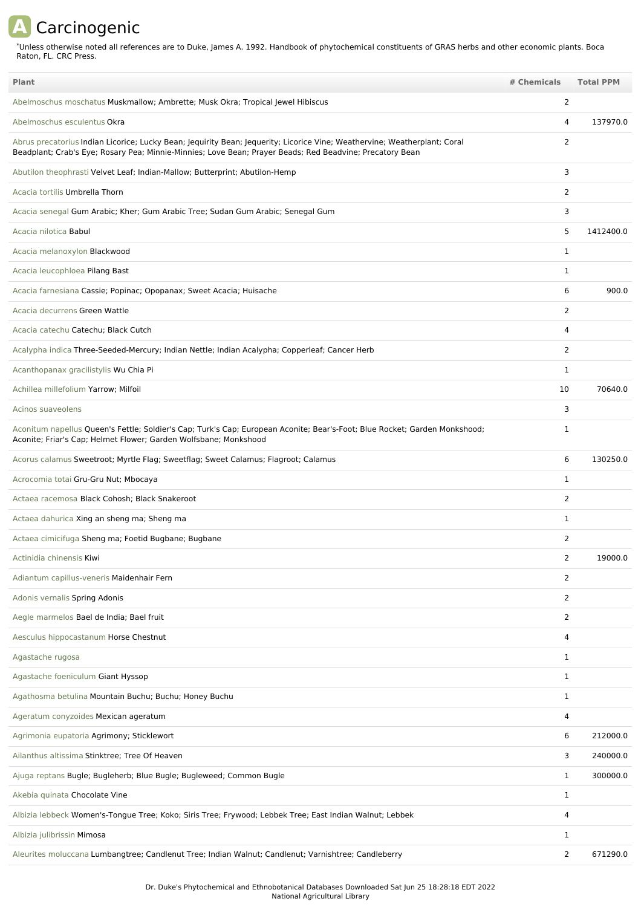# A Carcinogenic

*Unless otherwise noted all references are to Duke, James A. 1992. Handbook of phytochemical constituents of GRAS herbs and other economic plants. Boca Raton, FL. CRC Press.

| Plant | # Chemicals | Total PPM |
|---|---|---|
| Abelmoschus moschatus Muskmallow; Ambrette; Musk Okra; Tropical Jewel Hibiscus | 2 | |
| Abelmoschus esculentus Okra | 4 | 137970.0 |
| Abrus precatorius Indian Licorice; Lucky Bean; Jequirity Bean; Jequerity; Licorice Vine; Weathervine; Weatherplant; Coral Beadplant; Crab's Eye; Rosary Pea; Minnie-Minnies; Love Bean; Prayer Beads; Red Beadvine; Precatory Bean | 2 | |
| Abutilon theophrasti Velvet Leaf; Indian-Mallow; Butterprint; Abutilon-Hemp | 3 | |
| Acacia tortilis Umbrella Thorn | 2 | |
| Acacia senegal Gum Arabic; Kher; Gum Arabic Tree; Sudan Gum Arabic; Senegal Gum | 3 | |
| Acacia nilotica Babul | 5 | 1412400.0 |
| Acacia melanoxylon Blackwood | 1 | |
| Acacia leucophloea Pilang Bast | 1 | |
| Acacia farnesiana Cassie; Popinac; Opopanax; Sweet Acacia; Huisache | 6 | 900.0 |
| Acacia decurrens Green Wattle | 2 | |
| Acacia catechu Catechu; Black Cutch | 4 | |
| Acalypha indica Three-Seeded-Mercury; Indian Nettle; Indian Acalypha; Copperleaf; Cancer Herb | 2 | |
| Acanthopanax gracilistylis Wu Chia Pi | 1 | |
| Achillea millefolium Yarrow; Milfoil | 10 | 70640.0 |
| Acinos suaveolens | 3 | |
| Aconitum napellus Queen's Fettle; Soldier's Cap; Turk's Cap; European Aconite; Bear's-Foot; Blue Rocket; Garden Monkshood; Aconite; Friar's Cap; Helmet Flower; Garden Wolfsbane; Monkshood | 1 | |
| Acorus calamus Sweetroot; Myrtle Flag; Sweetflag; Sweet Calamus; Flagroot; Calamus | 6 | 130250.0 |
| Acrocomia totai Gru-Gru Nut; Mbocaya | 1 | |
| Actaea racemosa Black Cohosh; Black Snakeroot | 2 | |
| Actaea dahurica Xing an sheng ma; Sheng ma | 1 | |
| Actaea cimicifuga Sheng ma; Foetid Bugbane; Bugbane | 2 | |
| Actinidia chinensis Kiwi | 2 | 19000.0 |
| Adiantum capillus-veneris Maidenhair Fern | 2 | |
| Adonis vernalis Spring Adonis | 2 | |
| Aegle marmelos Bael de India; Bael fruit | 2 | |
| Aesculus hippocastanum Horse Chestnut | 4 | |
| Agastache rugosa | 1 | |
| Agastache foeniculum Giant Hyssop | 1 | |
| Agathosma betulina Mountain Buchu; Buchu; Honey Buchu | 1 | |
| Ageratum conyzoides Mexican ageratum | 4 | |
| Agrimonia eupatoria Agrimony; Sticklewort | 6 | 212000.0 |
| Ailanthus altissima Stinktree; Tree Of Heaven | 3 | 240000.0 |
| Ajuga reptans Bugle; Bugleherb; Blue Bugle; Bugleweed; Common Bugle | 1 | 300000.0 |
| Akebia quinata Chocolate Vine | 1 | |
| Albizia lebbeck Women's-Tongue Tree; Koko; Siris Tree; Frywood; Lebbek Tree; East Indian Walnut; Lebbek | 4 | |
| Albizia julibrissin Mimosa | 1 | |
| Aleurites moluccana Lumbangtree; Candlenut Tree; Indian Walnut; Candlenut; Varnishtree; Candleberry | 2 | 671290.0 |

Dr. Duke's Phytochemical and Ethnobotanical Databases Downloaded Sat Jun 25 18:28:18 EDT 2022
National Agricultural Library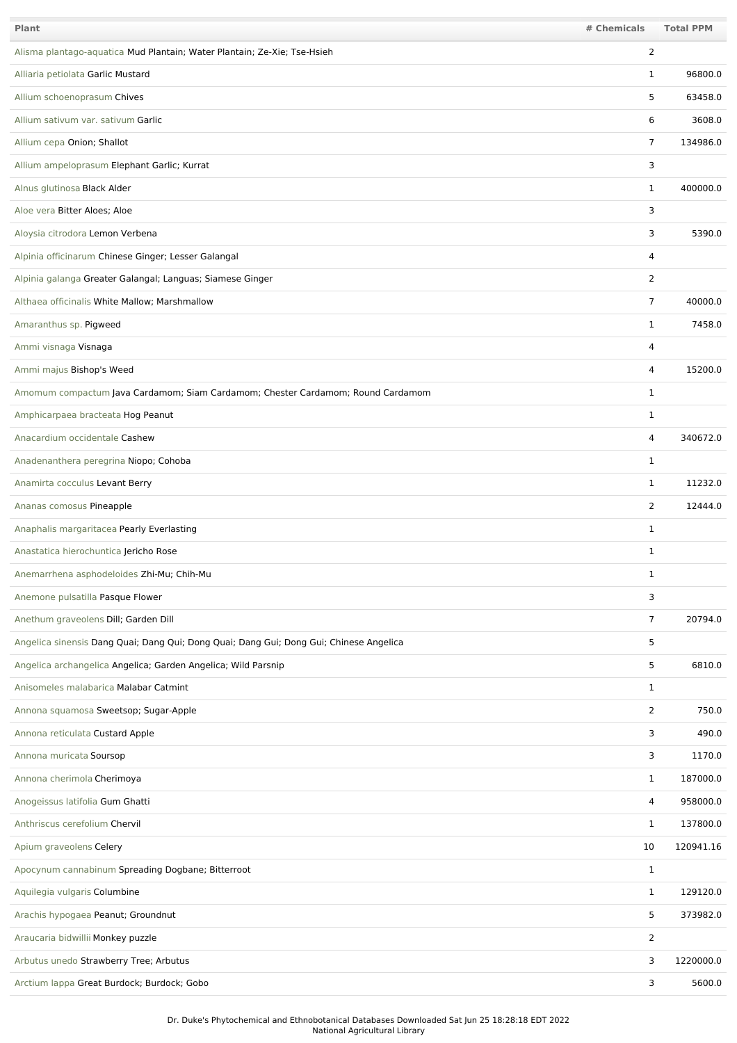| Plant | # Chemicals | Total PPM |
|---|---|---|
| Alisma plantago-aquatica Mud Plantain; Water Plantain; Ze-Xie; Tse-Hsieh | 2 | |
| Alliaria petiolata Garlic Mustard | 1 | 96800.0 |
| Allium schoenoprasum Chives | 5 | 63458.0 |
| Allium sativum var. sativum Garlic | 6 | 3608.0 |
| Allium cepa Onion; Shallot | 7 | 134986.0 |
| Allium ampeloprasum Elephant Garlic; Kurrat | 3 | |
| Alnus glutinosa Black Alder | 1 | 400000.0 |
| Aloe vera Bitter Aloes; Aloe | 3 | |
| Aloysia citrodora Lemon Verbena | 3 | 5390.0 |
| Alpinia officinarum Chinese Ginger; Lesser Galangal | 4 | |
| Alpinia galanga Greater Galangal; Languas; Siamese Ginger | 2 | |
| Althaea officinalis White Mallow; Marshmallow | 7 | 40000.0 |
| Amaranthus sp. Pigweed | 1 | 7458.0 |
| Ammi visnaga Visnaga | 4 | |
| Ammi majus Bishop's Weed | 4 | 15200.0 |
| Amomum compactum Java Cardamom; Siam Cardamom; Chester Cardamom; Round Cardamom | 1 | |
| Amphicarpaea bracteata Hog Peanut | 1 | |
| Anacardium occidentale Cashew | 4 | 340672.0 |
| Anadenanthera peregrina Niopo; Cohoba | 1 | |
| Anamirta cocculus Levant Berry | 1 | 11232.0 |
| Ananas comosus Pineapple | 2 | 12444.0 |
| Anaphalis margaritacea Pearly Everlasting | 1 | |
| Anastatica hierochuntica Jericho Rose | 1 | |
| Anemarrhena asphodeloides Zhi-Mu; Chih-Mu | 1 | |
| Anemone pulsatilla Pasque Flower | 3 | |
| Anethum graveolens Dill; Garden Dill | 7 | 20794.0 |
| Angelica sinensis Dang Quai; Dang Qui; Dong Quai; Dang Gui; Dong Gui; Chinese Angelica | 5 | |
| Angelica archangelica Angelica; Garden Angelica; Wild Parsnip | 5 | 6810.0 |
| Anisomeles malabarica Malabar Catmint | 1 | |
| Annona squamosa Sweetsop; Sugar-Apple | 2 | 750.0 |
| Annona reticulata Custard Apple | 3 | 490.0 |
| Annona muricata Soursop | 3 | 1170.0 |
| Annona cherimola Cherimoya | 1 | 187000.0 |
| Anogeissus latifolia Gum Ghatti | 4 | 958000.0 |
| Anthriscus cerefolium Chervil | 1 | 137800.0 |
| Apium graveolens Celery | 10 | 120941.16 |
| Apocynum cannabinum Spreading Dogbane; Bitterroot | 1 | |
| Aquilegia vulgaris Columbine | 1 | 129120.0 |
| Arachis hypogaea Peanut; Groundnut | 5 | 373982.0 |
| Araucaria bidwillii Monkey puzzle | 2 | |
| Arbutus unedo Strawberry Tree; Arbutus | 3 | 1220000.0 |
| Arctium lappa Great Burdock; Burdock; Gobo | 3 | 5600.0 |

Dr. Duke's Phytochemical and Ethnobotanical Databases Downloaded Sat Jun 25 18:28:18 EDT 2022
National Agricultural Library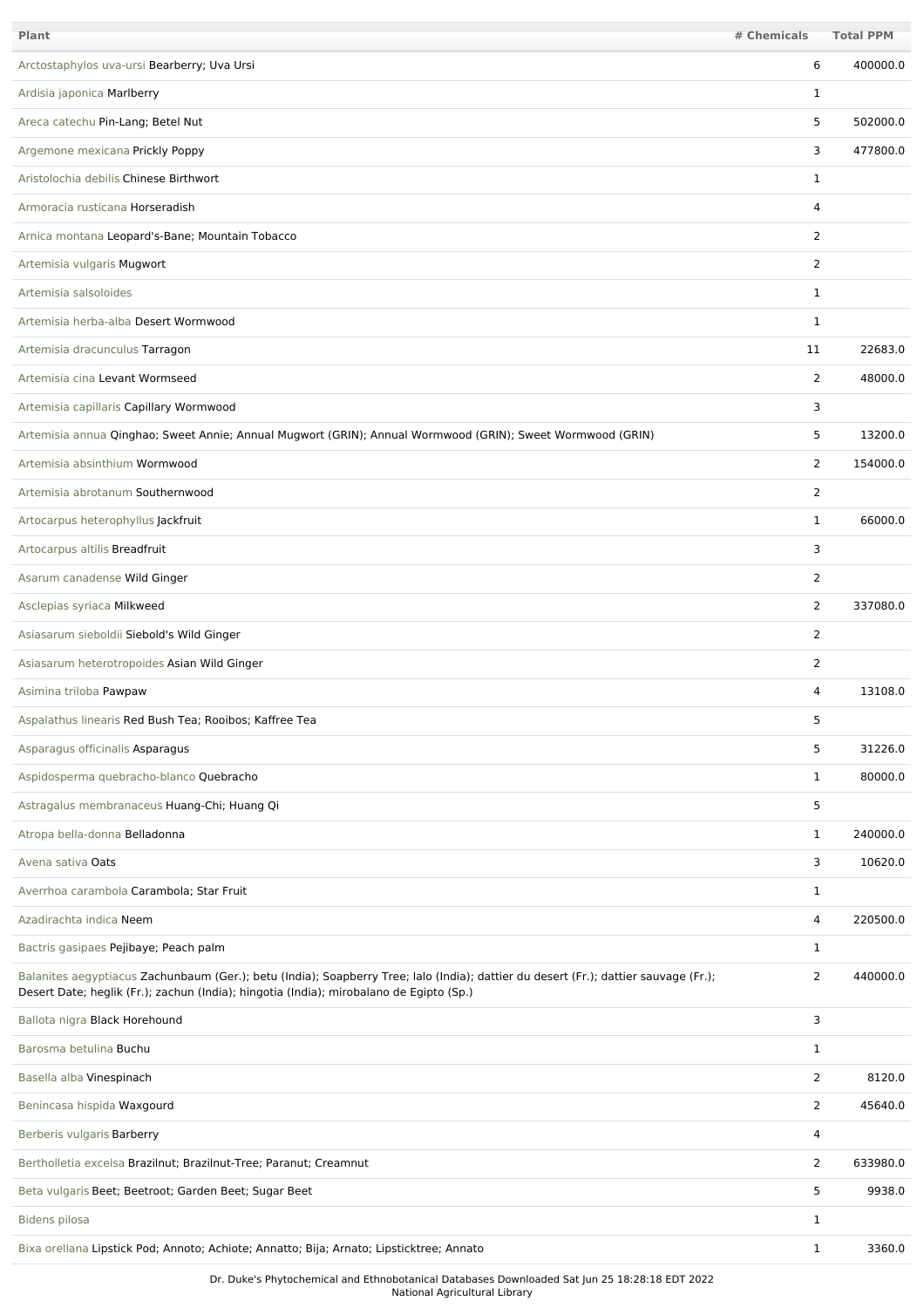| Plant | # Chemicals | Total PPM |
|---|---|---|
| Arctostaphylos uva-ursi Bearberry; Uva Ursi | 6 | 400000.0 |
| Ardisia japonica Marlberry | 1 | |
| Areca catechu Pin-Lang; Betel Nut | 5 | 502000.0 |
| Argemone mexicana Prickly Poppy | 3 | 477800.0 |
| Aristolochia debilis Chinese Birthwort | 1 | |
| Armoracia rusticana Horseradish | 4 | |
| Arnica montana Leopard's-Bane; Mountain Tobacco | 2 | |
| Artemisia vulgaris Mugwort | 2 | |
| Artemisia salsoloides | 1 | |
| Artemisia herba-alba Desert Wormwood | 1 | |
| Artemisia dracunculus Tarragon | 11 | 22683.0 |
| Artemisia cina Levant Wormseed | 2 | 48000.0 |
| Artemisia capillaris Capillary Wormwood | 3 | |
| Artemisia annua Qinghao; Sweet Annie; Annual Mugwort (GRIN); Annual Wormwood (GRIN); Sweet Wormwood (GRIN) | 5 | 13200.0 |
| Artemisia absinthium Wormwood | 2 | 154000.0 |
| Artemisia abrotanum Southernwood | 2 | |
| Artocarpus heterophyllus Jackfruit | 1 | 66000.0 |
| Artocarpus altilis Breadfruit | 3 | |
| Asarum canadense Wild Ginger | 2 | |
| Asclepias syriaca Milkweed | 2 | 337080.0 |
| Asiasarum sieboldii Siebold's Wild Ginger | 2 | |
| Asiasarum heterotropoides Asian Wild Ginger | 2 | |
| Asimina triloba Pawpaw | 4 | 13108.0 |
| Aspalathus linearis Red Bush Tea; Rooibos; Kaffree Tea | 5 | |
| Asparagus officinalis Asparagus | 5 | 31226.0 |
| Aspidosperma quebracho-blanco Quebracho | 1 | 80000.0 |
| Astragalus membranaceus Huang-Chi; Huang Qi | 5 | |
| Atropa bella-donna Belladonna | 1 | 240000.0 |
| Avena sativa Oats | 3 | 10620.0 |
| Averrhoa carambola Carambola; Star Fruit | 1 | |
| Azadirachta indica Neem | 4 | 220500.0 |
| Bactris gasipaes Pejibaye; Peach palm | 1 | |
| Balanites aegyptiacus Zachunbaum (Ger.); betu (India); Soapberry Tree; lalo (India); dattier du desert (Fr.); dattier sauvage (Fr.); Desert Date; heglik (Fr.); zachun (India); hingotia (India); mirobalano de Egipto (Sp.) | 2 | 440000.0 |
| Ballota nigra Black Horehound | 3 | |
| Barosma betulina Buchu | 1 | |
| Basella alba Vinespinach | 2 | 8120.0 |
| Benincasa hispida Waxgourd | 2 | 45640.0 |
| Berberis vulgaris Barberry | 4 | |
| Bertholletia excelsa Brazilnut; Brazilnut-Tree; Paranut; Creamnut | 2 | 633980.0 |
| Beta vulgaris Beet; Beetroot; Garden Beet; Sugar Beet | 5 | 9938.0 |
| Bidens pilosa | 1 | |
| Bixa orellana Lipstick Pod; Annoto; Achiote; Annatto; Bija; Arnato; Lipsticktree; Annato | 1 | 3360.0 |

Dr. Duke's Phytochemical and Ethnobotanical Databases Downloaded Sat Jun 25 18:28:18 EDT 2022
National Agricultural Library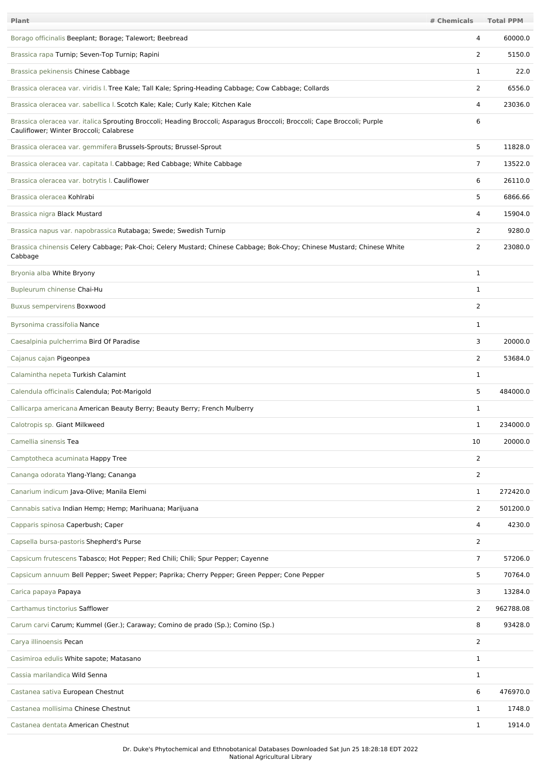| Plant | # Chemicals | Total PPM |
|---|---|---|
| Borago officinalis Beeplant; Borage; Talewort; Beebread | 4 | 60000.0 |
| Brassica rapa Turnip; Seven-Top Turnip; Rapini | 2 | 5150.0 |
| Brassica pekinensis Chinese Cabbage | 1 | 22.0 |
| Brassica oleracea var. viridis l. Tree Kale; Tall Kale; Spring-Heading Cabbage; Cow Cabbage; Collards | 2 | 6556.0 |
| Brassica oleracea var. sabellica l. Scotch Kale; Kale; Curly Kale; Kitchen Kale | 4 | 23036.0 |
| Brassica oleracea var. italica Sprouting Broccoli; Heading Broccoli; Asparagus Broccoli; Broccoli; Cape Broccoli; Purple Cauliflower; Winter Broccoli; Calabrese | 6 | |
| Brassica oleracea var. gemmifera Brussels-Sprouts; Brussel-Sprout | 5 | 11828.0 |
| Brassica oleracea var. capitata l. Cabbage; Red Cabbage; White Cabbage | 7 | 13522.0 |
| Brassica oleracea var. botrytis l. Cauliflower | 6 | 26110.0 |
| Brassica oleracea Kohlrabi | 5 | 6866.66 |
| Brassica nigra Black Mustard | 4 | 15904.0 |
| Brassica napus var. napobrassica Rutabaga; Swede; Swedish Turnip | 2 | 9280.0 |
| Brassica chinensis Celery Cabbage; Pak-Choi; Celery Mustard; Chinese Cabbage; Bok-Choy; Chinese Mustard; Chinese White Cabbage | 2 | 23080.0 |
| Bryonia alba White Bryony | 1 | |
| Bupleurum chinense Chai-Hu | 1 | |
| Buxus sempervirens Boxwood | 2 | |
| Byrsonima crassifolia Nance | 1 | |
| Caesalpinia pulcherrima Bird Of Paradise | 3 | 20000.0 |
| Cajanus cajan Pigeonpea | 2 | 53684.0 |
| Calamintha nepeta Turkish Calamint | 1 | |
| Calendula officinalis Calendula; Pot-Marigold | 5 | 484000.0 |
| Callicarpa americana American Beauty Berry; Beauty Berry; French Mulberry | 1 | |
| Calotropis sp. Giant Milkweed | 1 | 234000.0 |
| Camellia sinensis Tea | 10 | 20000.0 |
| Camptotheca acuminata Happy Tree | 2 | |
| Cananga odorata Ylang-Ylang; Cananga | 2 | |
| Canarium indicum Java-Olive; Manila Elemi | 1 | 272420.0 |
| Cannabis sativa Indian Hemp; Hemp; Marihuana; Marijuana | 2 | 501200.0 |
| Capparis spinosa Caperbush; Caper | 4 | 4230.0 |
| Capsella bursa-pastoris Shepherd's Purse | 2 | |
| Capsicum frutescens Tabasco; Hot Pepper; Red Chili; Chili; Spur Pepper; Cayenne | 7 | 57206.0 |
| Capsicum annuum Bell Pepper; Sweet Pepper; Paprika; Cherry Pepper; Green Pepper; Cone Pepper | 5 | 70764.0 |
| Carica papaya Papaya | 3 | 13284.0 |
| Carthamus tinctorius Safflower | 2 | 962788.08 |
| Carum carvi Carum; Kummel (Ger.); Caraway; Comino de prado (Sp.); Comino (Sp.) | 8 | 93428.0 |
| Carya illinoensis Pecan | 2 | |
| Casimiroa edulis White sapote; Matasano | 1 | |
| Cassia marilandica Wild Senna | 1 | |
| Castanea sativa European Chestnut | 6 | 476970.0 |
| Castanea mollisima Chinese Chestnut | 1 | 1748.0 |
| Castanea dentata American Chestnut | 1 | 1914.0 |

Dr. Duke's Phytochemical and Ethnobotanical Databases Downloaded Sat Jun 25 18:28:18 EDT 2022
National Agricultural Library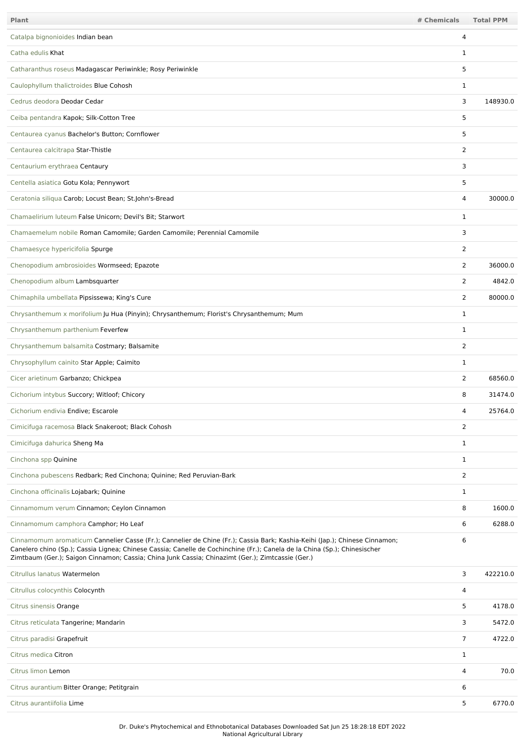| Plant | # Chemicals | Total PPM |
|---|---|---|
| Catalpa bignonioides Indian bean | 4 | |
| Catha edulis Khat | 1 | |
| Catharanthus roseus Madagascar Periwinkle; Rosy Periwinkle | 5 | |
| Caulophyllum thalictroides Blue Cohosh | 1 | |
| Cedrus deodora Deodar Cedar | 3 | 148930.0 |
| Ceiba pentandra Kapok; Silk-Cotton Tree | 5 | |
| Centaurea cyanus Bachelor's Button; Cornflower | 5 | |
| Centaurea calcitrapa Star-Thistle | 2 | |
| Centaurium erythraea Centaury | 3 | |
| Centella asiatica Gotu Kola; Pennywort | 5 | |
| Ceratonia siliqua Carob; Locust Bean; St.John's-Bread | 4 | 30000.0 |
| Chamaelirium luteum False Unicorn; Devil's Bit; Starwort | 1 | |
| Chamaemelum nobile Roman Camomile; Garden Camomile; Perennial Camomile | 3 | |
| Chamaesyce hypericifolia Spurge | 2 | |
| Chenopodium ambrosioides Wormseed; Epazote | 2 | 36000.0 |
| Chenopodium album Lambsquarter | 2 | 4842.0 |
| Chimaphila umbellata Pipsissewa; King's Cure | 2 | 80000.0 |
| Chrysanthemum x morifolium Ju Hua (Pinyin); Chrysanthemum; Florist's Chrysanthemum; Mum | 1 | |
| Chrysanthemum parthenium Feverfew | 1 | |
| Chrysanthemum balsamita Costmary; Balsamite | 2 | |
| Chrysophyllum cainito Star Apple; Caimito | 1 | |
| Cicer arietinum Garbanzo; Chickpea | 2 | 68560.0 |
| Cichorium intybus Succory; Witloof; Chicory | 8 | 31474.0 |
| Cichorium endivia Endive; Escarole | 4 | 25764.0 |
| Cimicifuga racemosa Black Snakeroot; Black Cohosh | 2 | |
| Cimicifuga dahurica Sheng Ma | 1 | |
| Cinchona spp Quinine | 1 | |
| Cinchona pubescens Redbark; Red Cinchona; Quinine; Red Peruvian-Bark | 2 | |
| Cinchona officinalis Lojabark; Quinine | 1 | |
| Cinnamomum verum Cinnamon; Ceylon Cinnamon | 8 | 1600.0 |
| Cinnamomum camphora Camphor; Ho Leaf | 6 | 6288.0 |
| Cinnamomum aromaticum Cannelier Casse (Fr.); Cannelier de Chine (Fr.); Cassia Bark; Kashia-Keihi (Jap.); Chinese Cinnamon; Canelero chino (Sp.); Cassia Lignea; Chinese Cassia; Canelle de Cochinchine (Fr.); Canela de la China (Sp.); Chinesischer Zimtbaum (Ger.); Saigon Cinnamon; Cassia; China Junk Cassia; Chinazimt (Ger.); Zimtcassie (Ger.) | 6 | |
| Citrullus lanatus Watermelon | 3 | 422210.0 |
| Citrullus colocynthis Colocynth | 4 | |
| Citrus sinensis Orange | 5 | 4178.0 |
| Citrus reticulata Tangerine; Mandarin | 3 | 5472.0 |
| Citrus paradisi Grapefruit | 7 | 4722.0 |
| Citrus medica Citron | 1 | |
| Citrus limon Lemon | 4 | 70.0 |
| Citrus aurantium Bitter Orange; Petitgrain | 6 | |
| Citrus aurantiifolia Lime | 5 | 6770.0 |

Dr. Duke's Phytochemical and Ethnobotanical Databases Downloaded Sat Jun 25 18:28:18 EDT 2022
National Agricultural Library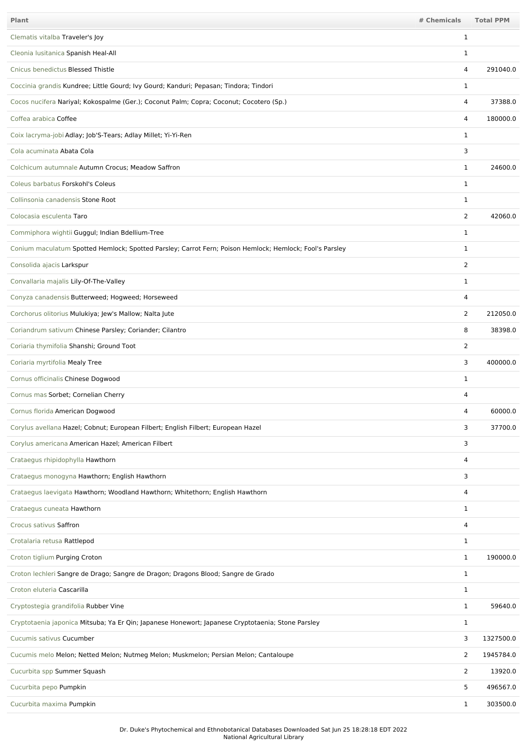| Plant | # Chemicals | Total PPM |
|---|---|---|
| Clematis vitalba Traveler's Joy | 1 | |
| Cleonia lusitanica Spanish Heal-All | 1 | |
| Cnicus benedictus Blessed Thistle | 4 | 291040.0 |
| Coccinia grandis Kundree; Little Gourd; Ivy Gourd; Kanduri; Pepasan; Tindora; Tindori | 1 | |
| Cocos nucifera Nariyal; Kokospalme (Ger.); Coconut Palm; Copra; Coconut; Cocotero (Sp.) | 4 | 37388.0 |
| Coffea arabica Coffee | 4 | 180000.0 |
| Coix lacryma-jobi Adlay; Job'S-Tears; Adlay Millet; Yi-Yi-Ren | 1 | |
| Cola acuminata Abata Cola | 3 | |
| Colchicum autumnale Autumn Crocus; Meadow Saffron | 1 | 24600.0 |
| Coleus barbatus Forskohl's Coleus | 1 | |
| Collinsonia canadensis Stone Root | 1 | |
| Colocasia esculenta Taro | 2 | 42060.0 |
| Commiphora wightii Guggul; Indian Bdellium-Tree | 1 | |
| Conium maculatum Spotted Hemlock; Spotted Parsley; Carrot Fern; Poison Hemlock; Hemlock; Fool's Parsley | 1 | |
| Consolida ajacis Larkspur | 2 | |
| Convallaria majalis Lily-Of-The-Valley | 1 | |
| Conyza canadensis Butterweed; Hogweed; Horseweed | 4 | |
| Corchorus olitorius Mulukiya; Jew's Mallow; Nalta Jute | 2 | 212050.0 |
| Coriandrum sativum Chinese Parsley; Coriander; Cilantro | 8 | 38398.0 |
| Coriaria thymifolia Shanshi; Ground Toot | 2 | |
| Coriaria myrtifolia Mealy Tree | 3 | 400000.0 |
| Cornus officinalis Chinese Dogwood | 1 | |
| Cornus mas Sorbet; Cornelian Cherry | 4 | |
| Cornus florida American Dogwood | 4 | 60000.0 |
| Corylus avellana Hazel; Cobnut; European Filbert; English Filbert; European Hazel | 3 | 37700.0 |
| Corylus americana American Hazel; American Filbert | 3 | |
| Crataegus rhipidophylla Hawthorn | 4 | |
| Crataegus monogyna Hawthorn; English Hawthorn | 3 | |
| Crataegus laevigata Hawthorn; Woodland Hawthorn; Whitethorn; English Hawthorn | 4 | |
| Crataegus cuneata Hawthorn | 1 | |
| Crocus sativus Saffron | 4 | |
| Crotalaria retusa Rattlepod | 1 | |
| Croton tiglium Purging Croton | 1 | 190000.0 |
| Croton lechleri Sangre de Drago; Sangre de Dragon; Dragons Blood; Sangre de Grado | 1 | |
| Croton eluteria Cascarilla | 1 | |
| Cryptostegia grandifolia Rubber Vine | 1 | 59640.0 |
| Cryptotaenia japonica Mitsuba; Ya Er Qin; Japanese Honewort; Japanese Cryptotaenia; Stone Parsley | 1 | |
| Cucumis sativus Cucumber | 3 | 1327500.0 |
| Cucumis melo Melon; Netted Melon; Nutmeg Melon; Muskmelon; Persian Melon; Cantaloupe | 2 | 1945784.0 |
| Cucurbita spp Summer Squash | 2 | 13920.0 |
| Cucurbita pepo Pumpkin | 5 | 496567.0 |
| Cucurbita maxima Pumpkin | 1 | 303500.0 |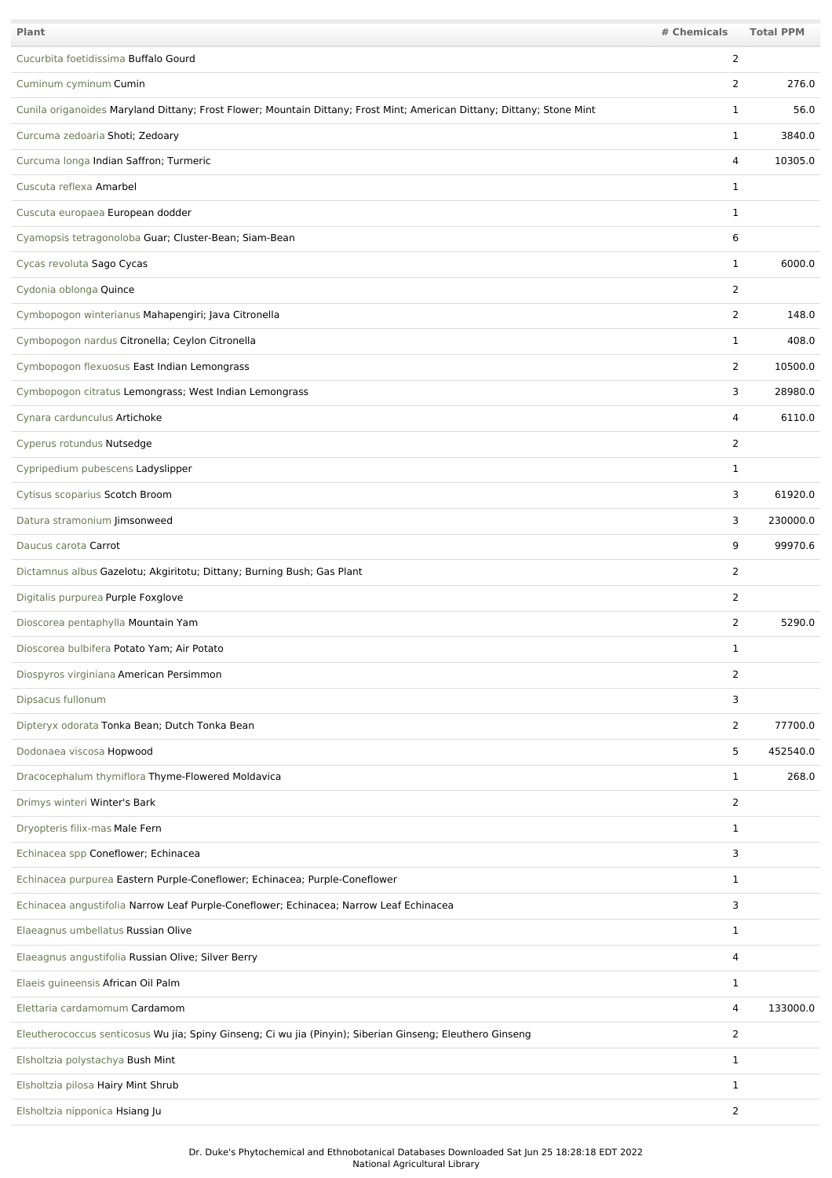| Plant | # Chemicals | Total PPM |
|---|---|---|
| Cucurbita foetidissima Buffalo Gourd | 2 | |
| Cuminum cyminum Cumin | 2 | 276.0 |
| Cunila origanoides Maryland Dittany; Frost Flower; Mountain Dittany; Frost Mint; American Dittany; Dittany; Stone Mint | 1 | 56.0 |
| Curcuma zedoaria Shoti; Zedoary | 1 | 3840.0 |
| Curcuma longa Indian Saffron; Turmeric | 4 | 10305.0 |
| Cuscuta reflexa Amarbel | 1 | |
| Cuscuta europaea European dodder | 1 | |
| Cyamopsis tetragonoloba Guar; Cluster-Bean; Siam-Bean | 6 | |
| Cycas revoluta Sago Cycas | 1 | 6000.0 |
| Cydonia oblonga Quince | 2 | |
| Cymbopogon winterianus Mahapengiri; Java Citronella | 2 | 148.0 |
| Cymbopogon nardus Citronella; Ceylon Citronella | 1 | 408.0 |
| Cymbopogon flexuosus East Indian Lemongrass | 2 | 10500.0 |
| Cymbopogon citratus Lemongrass; West Indian Lemongrass | 3 | 28980.0 |
| Cynara cardunculus Artichoke | 4 | 6110.0 |
| Cyperus rotundus Nutsedge | 2 | |
| Cypripedium pubescens Ladyslipper | 1 | |
| Cytisus scoparius Scotch Broom | 3 | 61920.0 |
| Datura stramonium Jimsonweed | 3 | 230000.0 |
| Daucus carota Carrot | 9 | 99970.6 |
| Dictamnus albus Gazelotu; Akgiritotu; Dittany; Burning Bush; Gas Plant | 2 | |
| Digitalis purpurea Purple Foxglove | 2 | |
| Dioscorea pentaphylla Mountain Yam | 2 | 5290.0 |
| Dioscorea bulbifera Potato Yam; Air Potato | 1 | |
| Diospyros virginiana American Persimmon | 2 | |
| Dipsacus fullonum | 3 | |
| Dipteryx odorata Tonka Bean; Dutch Tonka Bean | 2 | 77700.0 |
| Dodonaea viscosa Hopwood | 5 | 452540.0 |
| Dracocephalum thymiflora Thyme-Flowered Moldavica | 1 | 268.0 |
| Drimys winteri Winter's Bark | 2 | |
| Dryopteris filix-mas Male Fern | 1 | |
| Echinacea spp Coneflower; Echinacea | 3 | |
| Echinacea purpurea Eastern Purple-Coneflower; Echinacea; Purple-Coneflower | 1 | |
| Echinacea angustifolia Narrow Leaf Purple-Coneflower; Echinacea; Narrow Leaf Echinacea | 3 | |
| Elaeagnus umbellatus Russian Olive | 1 | |
| Elaeagnus angustifolia Russian Olive; Silver Berry | 4 | |
| Elaeis guineensis African Oil Palm | 1 | |
| Elettaria cardamomum Cardamom | 4 | 133000.0 |
| Eleutherococcus senticosus Wu jia; Spiny Ginseng; Ci wu jia (Pinyin); Siberian Ginseng; Eleuthero Ginseng | 2 | |
| Elsholtzia polystachya Bush Mint | 1 | |
| Elsholtzia pilosa Hairy Mint Shrub | 1 | |
| Elsholtzia nipponica Hsiang Ju | 2 | |

Dr. Duke's Phytochemical and Ethnobotanical Databases Downloaded Sat Jun 25 18:28:18 EDT 2022
National Agricultural Library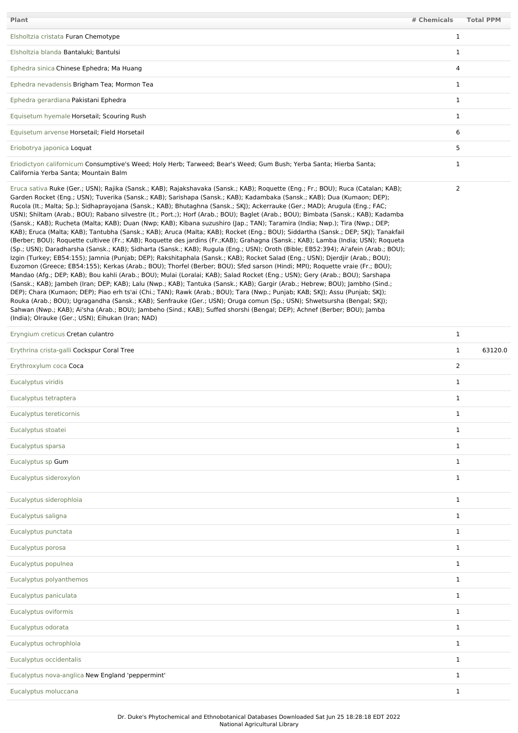| Plant | # Chemicals | Total PPM |
| --- | --- | --- |
| Elsholtzia cristata Furan Chemotype | 1 | |
| Elsholtzia blanda Bantaluki; Bantulsi | 1 | |
| Ephedra sinica Chinese Ephedra; Ma Huang | 4 | |
| Ephedra nevadensis Brigham Tea; Mormon Tea | 1 | |
| Ephedra gerardiana Pakistani Ephedra | 1 | |
| Equisetum hyemale Horsetail; Scouring Rush | 1 | |
| Equisetum arvense Horsetail; Field Horsetail | 6 | |
| Eriobotrya japonica Loquat | 5 | |
| Eriodictyon californicum Consumptive's Weed; Holy Herb; Tarweed; Bear's Weed; Gum Bush; Yerba Santa; Hierba Santa; California Yerba Santa; Mountain Balm | 1 | |
| Eruca sativa Ruke (Ger.; USN); Rajika (Sansk.; KAB); Rajakshavaka (Sansk.; KAB); Roquette (Eng.; Fr.; BOU); Ruca (Catalan; KAB); Garden Rocket (Eng.; USN); Tuverika (Sansk.; KAB); Sarishapa (Sansk.; KAB); Kadambaka (Sansk.; KAB); Dua (Kumaon; DEP); Rucola (It.; Malta; Sp.); Sidhaprayojana (Sansk.; KAB); Bhutaghna (Sansk.; SKJ); Ackerrauke (Ger.; MAD); Arugula (Eng.; FAC; USN); Shiltam (Arab.; BOU); Rabano silvestre (It.; Port.;); Horf (Arab.; BOU); Baglet (Arab.; BOU); Bimbata (Sansk.; KAB); Kadamba (Sansk.; KAB); Rucheta (Malta; KAB); Duan (Nwp; KAB); Kibana suzushiro (Jap.; TAN); Taramira (India; Nwp.); Tira (Nwp.; DEP; KAB); Eruca (Malta; KAB); Tantubha (Sansk.; KAB); Aruca (Malta; KAB); Rocket (Eng.; BOU); Siddartha (Sansk.; DEP; SKJ); Tanakfail (Berber; BOU); Roquette cultivee (Fr.; KAB); Roquette des jardins (Fr.;KAB); Grahagna (Sansk.; KAB); Lamba (India; USN); Roqueta (Sp.; USN); Daradharsha (Sansk.; KAB); Sidharta (Sansk.; KAB); Rugula (Eng.; USN); Oroth (Bible; EB52:394); Ai'afein (Arab.; BOU); Izgin (Turkey; EB54:155); Jamnia (Punjab; DEP); Rakshitaphala (Sansk.; KAB); Rocket Salad (Eng.; USN); Djerdjir (Arab.; BOU); Euzomon (Greece; EB54:155); Kerkas (Arab.; BOU); Thorfel (Berber; BOU); Sfed sarson (Hindi; MPI); Roquette vraie (Fr.; BOU); Mandao (Afg.; DEP; KAB); Bou kahli (Arab.; BOU); Mulai (Loralai; KAB); Salad Rocket (Eng.; USN); Gery (Arab.; BOU); Sarshapa (Sansk.; KAB); Jambeh (Iran; DEP; KAB); Lalu (Nwp.; KAB); Tantuka (Sansk.; KAB); Gargir (Arab.; Hebrew; BOU); Jambho (Sind.; DEP); Chara (Kumaon; DEP); Piao erh ts'ai (Chi.; TAN); Rawk (Arab.; BOU); Tara (Nwp.; Punjab; KAB; SKJ); Assu (Punjab; SKJ); Rouka (Arab.; BOU); Ugragandha (Sansk.; KAB); Senfrauke (Ger.; USN); Oruga comun (Sp.; USN); Shwetsursha (Bengal; SKJ); Sahwan (Nwp.; KAB); Ai'sha (Arab.; BOU); Jambeho (Sind.; KAB); Suffed shorshi (Bengal; DEP); Achnef (Berber; BOU); Jamba (India); Olrauke (Ger.; USN); Eihukan (Iran; NAD) | 2 | |
| Eryngium creticus Cretan culantro | 1 | |
| Erythrina crista-galli Cockspur Coral Tree | 1 | 63120.0 |
| Erythroxylum coca Coca | 2 | |
| Eucalyptus viridis | 1 | |
| Eucalyptus tetraptera | 1 | |
| Eucalyptus tereticornis | 1 | |
| Eucalyptus stoatei | 1 | |
| Eucalyptus sparsa | 1 | |
| Eucalyptus sp Gum | 1 | |
| Eucalyptus sideroxylon | 1 | |
| Eucalyptus siderophloia | 1 | |
| Eucalyptus saligna | 1 | |
| Eucalyptus punctata | 1 | |
| Eucalyptus porosa | 1 | |
| Eucalyptus populnea | 1 | |
| Eucalyptus polyanthemos | 1 | |
| Eucalyptus paniculata | 1 | |
| Eucalyptus oviformis | 1 | |
| Eucalyptus odorata | 1 | |
| Eucalyptus ochrophloia | 1 | |
| Eucalyptus occidentalis | 1 | |
| Eucalyptus nova-anglica New England 'peppermint' | 1 | |
| Eucalyptus moluccana | 1 | |

Dr. Duke's Phytochemical and Ethnobotanical Databases Downloaded Sat Jun 25 18:28:18 EDT 2022
National Agricultural Library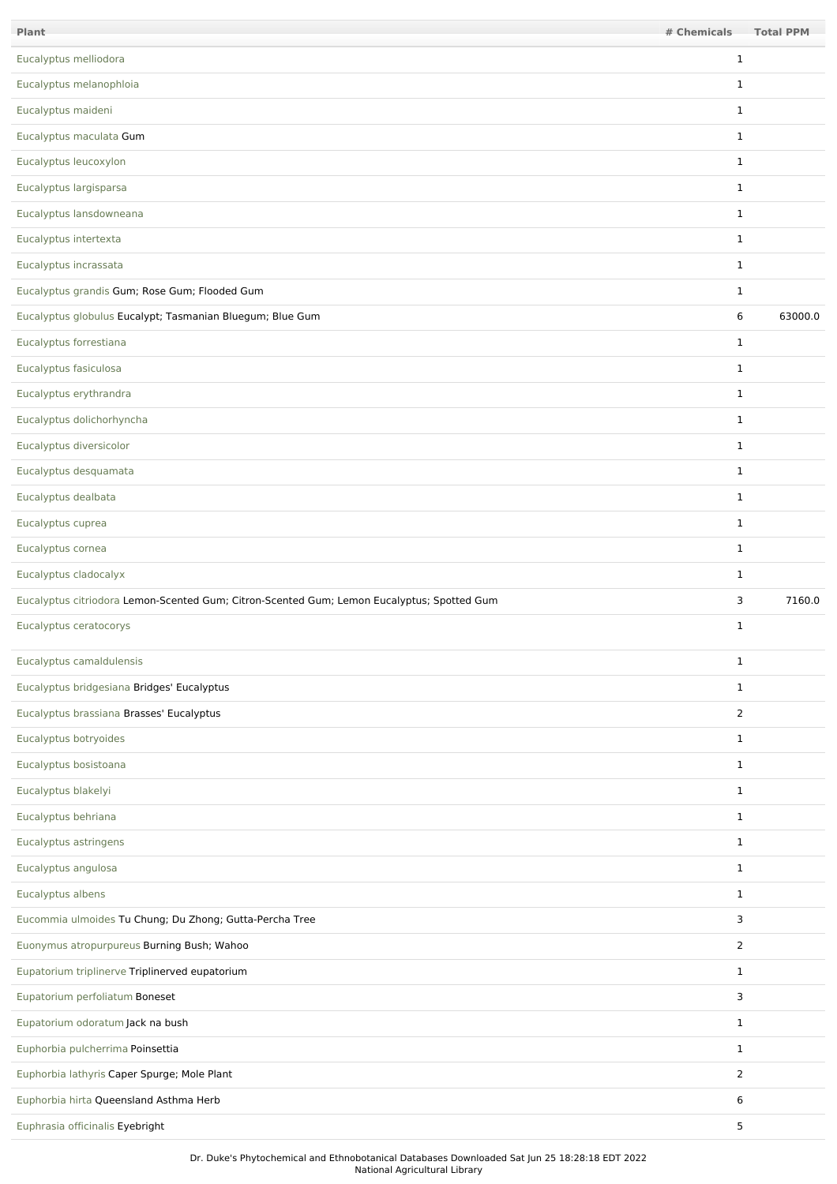| Plant | # Chemicals | Total PPM |
| --- | --- | --- |
| Eucalyptus melliodora | 1 | |
| Eucalyptus melanophloia | 1 | |
| Eucalyptus maideni | 1 | |
| Eucalyptus maculata Gum | 1 | |
| Eucalyptus leucoxylon | 1 | |
| Eucalyptus largisparsa | 1 | |
| Eucalyptus lansdowneana | 1 | |
| Eucalyptus intertexta | 1 | |
| Eucalyptus incrassata | 1 | |
| Eucalyptus grandis Gum; Rose Gum; Flooded Gum | 1 | |
| Eucalyptus globulus Eucalypt; Tasmanian Bluegum; Blue Gum | 6 | 63000.0 |
| Eucalyptus forrestiana | 1 | |
| Eucalyptus fasiculosa | 1 | |
| Eucalyptus erythrandra | 1 | |
| Eucalyptus dolichorhyncha | 1 | |
| Eucalyptus diversicolor | 1 | |
| Eucalyptus desquamata | 1 | |
| Eucalyptus dealbata | 1 | |
| Eucalyptus cuprea | 1 | |
| Eucalyptus cornea | 1 | |
| Eucalyptus cladocalyx | 1 | |
| Eucalyptus citriodora Lemon-Scented Gum; Citron-Scented Gum; Lemon Eucalyptus; Spotted Gum | 3 | 7160.0 |
| Eucalyptus ceratocorys | 1 | |
| Eucalyptus camaldulensis | 1 | |
| Eucalyptus bridgesiana Bridges' Eucalyptus | 1 | |
| Eucalyptus brassiana Brasses' Eucalyptus | 2 | |
| Eucalyptus botryoides | 1 | |
| Eucalyptus bosistoana | 1 | |
| Eucalyptus blakelyi | 1 | |
| Eucalyptus behriana | 1 | |
| Eucalyptus astringens | 1 | |
| Eucalyptus angulosa | 1 | |
| Eucalyptus albens | 1 | |
| Eucommia ulmoides Tu Chung; Du Zhong; Gutta-Percha Tree | 3 | |
| Euonymus atropurpureus Burning Bush; Wahoo | 2 | |
| Eupatorium triplinerve Triplinerved eupatorium | 1 | |
| Eupatorium perfoliatum Boneset | 3 | |
| Eupatorium odoratum Jack na bush | 1 | |
| Euphorbia pulcherrima Poinsettia | 1 | |
| Euphorbia lathyris Caper Spurge; Mole Plant | 2 | |
| Euphorbia hirta Queensland Asthma Herb | 6 | |
| Euphrasia officinalis Eyebright | 5 | |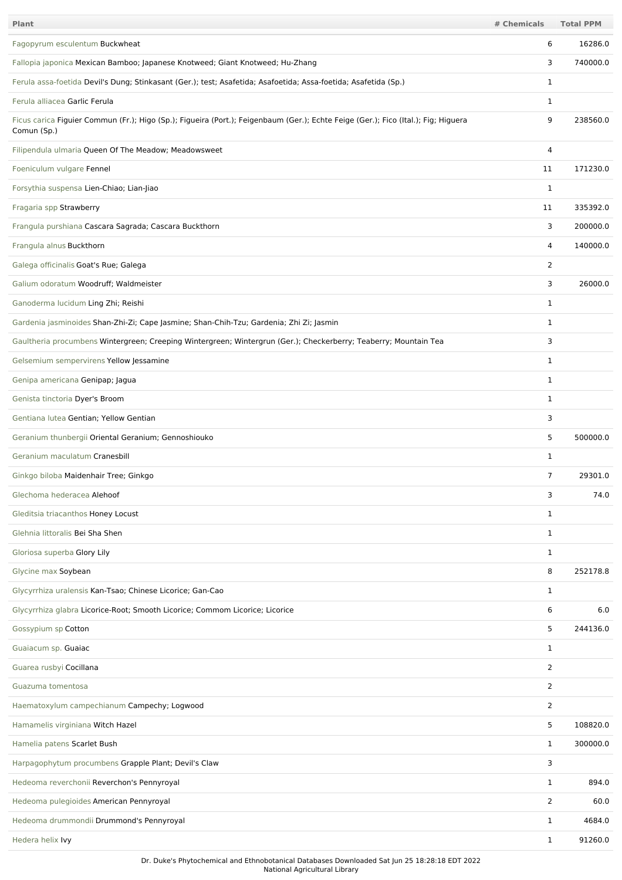| Plant | # Chemicals | Total PPM |
|---|---|---|
| Fagopyrum esculentum Buckwheat | 6 | 16286.0 |
| Fallopia japonica Mexican Bamboo; Japanese Knotweed; Giant Knotweed; Hu-Zhang | 3 | 740000.0 |
| Ferula assa-foetida Devil's Dung; Stinkasant (Ger.); test; Asafetida; Asafoetida; Assa-foetida; Asafetida (Sp.) | 1 | |
| Ferula alliacea Garlic Ferula | 1 | |
| Ficus carica Figuier Commun (Fr.); Higo (Sp.); Figueira (Port.); Feigenbaum (Ger.); Echte Feige (Ger.); Fico (Ital.); Fig; Higuera Comun (Sp.) | 9 | 238560.0 |
| Filipendula ulmaria Queen Of The Meadow; Meadowsweet | 4 | |
| Foeniculum vulgare Fennel | 11 | 171230.0 |
| Forsythia suspensa Lien-Chiao; Lian-Jiao | 1 | |
| Fragaria spp Strawberry | 11 | 335392.0 |
| Frangula purshiana Cascara Sagrada; Cascara Buckthorn | 3 | 200000.0 |
| Frangula alnus Buckthorn | 4 | 140000.0 |
| Galega officinalis Goat's Rue; Galega | 2 | |
| Galium odoratum Woodruff; Waldmeister | 3 | 26000.0 |
| Ganoderma lucidum Ling Zhi; Reishi | 1 | |
| Gardenia jasminoides Shan-Zhi-Zi; Cape Jasmine; Shan-Chih-Tzu; Gardenia; Zhi Zi; Jasmin | 1 | |
| Gaultheria procumbens Wintergreen; Creeping Wintergreen; Wintergrun (Ger.); Checkerberry; Teaberry; Mountain Tea | 3 | |
| Gelsemium sempervirens Yellow Jessamine | 1 | |
| Genipa americana Genipap; Jagua | 1 | |
| Genista tinctoria Dyer's Broom | 1 | |
| Gentiana lutea Gentian; Yellow Gentian | 3 | |
| Geranium thunbergii Oriental Geranium; Gennoshiouko | 5 | 500000.0 |
| Geranium maculatum Cranesbill | 1 | |
| Ginkgo biloba Maidenhair Tree; Ginkgo | 7 | 29301.0 |
| Glechoma hederacea Alehoof | 3 | 74.0 |
| Gleditsia triacanthos Honey Locust | 1 | |
| Glehnia littoralis Bei Sha Shen | 1 | |
| Gloriosa superba Glory Lily | 1 | |
| Glycine max Soybean | 8 | 252178.8 |
| Glycyrrhiza uralensis Kan-Tsao; Chinese Licorice; Gan-Cao | 1 | |
| Glycyrrhiza glabra Licorice-Root; Smooth Licorice; Commom Licorice; Licorice | 6 | 6.0 |
| Gossypium sp Cotton | 5 | 244136.0 |
| Guaiacum sp. Guaiac | 1 | |
| Guarea rusbyi Cocillana | 2 | |
| Guazuma tomentosa | 2 | |
| Haematoxylum campechianum Campechy; Logwood | 2 | |
| Hamamelis virginiana Witch Hazel | 5 | 108820.0 |
| Hamelia patens Scarlet Bush | 1 | 300000.0 |
| Harpagophytum procumbens Grapple Plant; Devil's Claw | 3 | |
| Hedeoma reverchonii Reverchon's Pennyroyal | 1 | 894.0 |
| Hedeoma pulegioides American Pennyroyal | 2 | 60.0 |
| Hedeoma drummondii Drummond's Pennyroyal | 1 | 4684.0 |
| Hedera helix Ivy | 1 | 91260.0 |

Dr. Duke's Phytochemical and Ethnobotanical Databases Downloaded Sat Jun 25 18:28:18 EDT 2022
National Agricultural Library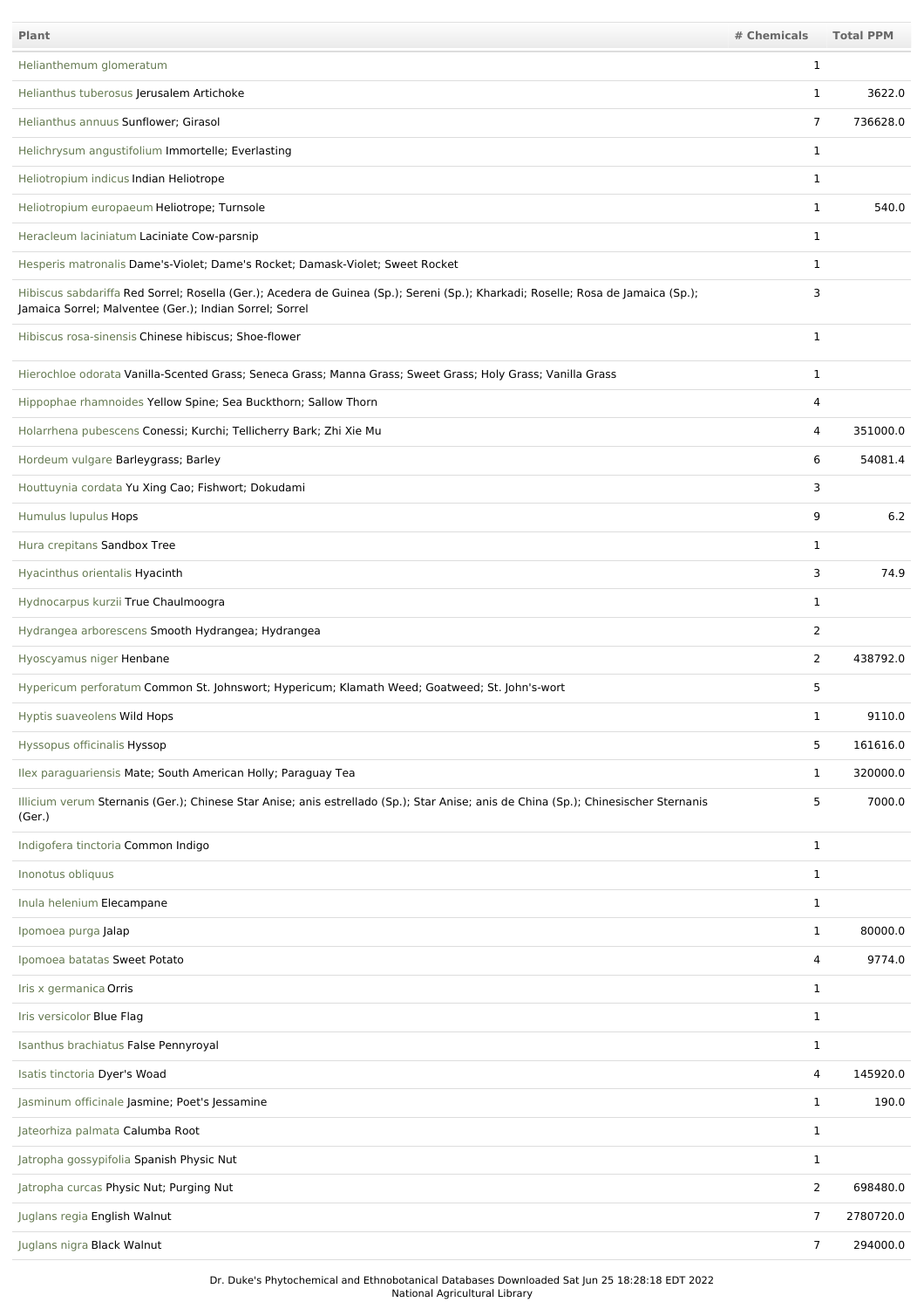| Plant | # Chemicals | Total PPM |
| --- | --- | --- |
| Helianthemum glomeratum | 1 | |
| Helianthus tuberosus Jerusalem Artichoke | 1 | 3622.0 |
| Helianthus annuus Sunflower; Girasol | 7 | 736628.0 |
| Helichrysum angustifolium Immortelle; Everlasting | 1 | |
| Heliotropium indicus Indian Heliotrope | 1 | |
| Heliotropium europaeum Heliotrope; Turnsole | 1 | 540.0 |
| Heracleum laciniatum Laciniate Cow-parsnip | 1 | |
| Hesperis matronalis Dame's-Violet; Dame's Rocket; Damask-Violet; Sweet Rocket | 1 | |
| Hibiscus sabdariffa Red Sorrel; Rosella (Ger.); Acedera de Guinea (Sp.); Sereni (Sp.); Kharkadi; Roselle; Rosa de Jamaica (Sp.); Jamaica Sorrel; Malventee (Ger.); Indian Sorrel; Sorrel | 3 | |
| Hibiscus rosa-sinensis Chinese hibiscus; Shoe-flower | 1 | |
| Hierochloe odorata Vanilla-Scented Grass; Seneca Grass; Manna Grass; Sweet Grass; Holy Grass; Vanilla Grass | 1 | |
| Hippophae rhamnoides Yellow Spine; Sea Buckthorn; Sallow Thorn | 4 | |
| Holarrhena pubescens Conessi; Kurchi; Tellicherry Bark; Zhi Xie Mu | 4 | 351000.0 |
| Hordeum vulgare Barleygrass; Barley | 6 | 54081.4 |
| Houttuynia cordata Yu Xing Cao; Fishwort; Dokudami | 3 | |
| Humulus lupulus Hops | 9 | 6.2 |
| Hura crepitans Sandbox Tree | 1 | |
| Hyacinthus orientalis Hyacinth | 3 | 74.9 |
| Hydnocarpus kurzii True Chaulmoogra | 1 | |
| Hydrangea arborescens Smooth Hydrangea; Hydrangea | 2 | |
| Hyoscyamus niger Henbane | 2 | 438792.0 |
| Hypericum perforatum Common St. Johnswort; Hypericum; Klamath Weed; Goatweed; St. John's-wort | 5 | |
| Hyptis suaveolens Wild Hops | 1 | 9110.0 |
| Hyssopus officinalis Hyssop | 5 | 161616.0 |
| Ilex paraguariensis Mate; South American Holly; Paraguay Tea | 1 | 320000.0 |
| Illicium verum Sternanis (Ger.); Chinese Star Anise; anis estrellado (Sp.); Star Anise; anis de China (Sp.); Chinesischer Sternanis (Ger.) | 5 | 7000.0 |
| Indigofera tinctoria Common Indigo | 1 | |
| Inonotus obliquus | 1 | |
| Inula helenium Elecampane | 1 | |
| Ipomoea purga Jalap | 1 | 80000.0 |
| Ipomoea batatas Sweet Potato | 4 | 9774.0 |
| Iris x germanica Orris | 1 | |
| Iris versicolor Blue Flag | 1 | |
| Isanthus brachiatus False Pennyroyal | 1 | |
| Isatis tinctoria Dyer's Woad | 4 | 145920.0 |
| Jasminum officinale Jasmine; Poet's Jessamine | 1 | 190.0 |
| Jateorhiza palmata Calumba Root | 1 | |
| Jatropha gossypifolia Spanish Physic Nut | 1 | |
| Jatropha curcas Physic Nut; Purging Nut | 2 | 698480.0 |
| Juglans regia English Walnut | 7 | 2780720.0 |
| Juglans nigra Black Walnut | 7 | 294000.0 |

Dr. Duke's Phytochemical and Ethnobotanical Databases Downloaded Sat Jun 25 18:28:18 EDT 2022
National Agricultural Library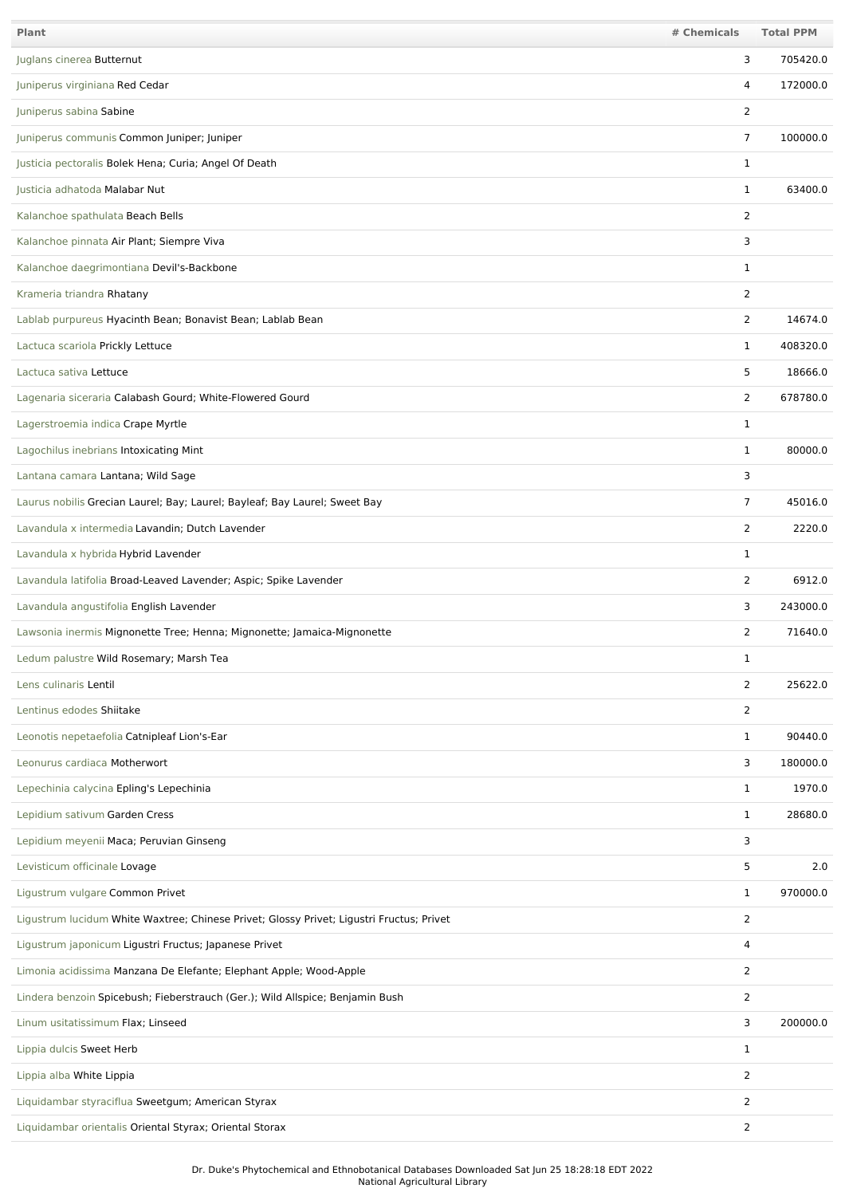| Plant | # Chemicals | Total PPM |
| --- | --- | --- |
| Juglans cinerea Butternut | 3 | 705420.0 |
| Juniperus virginiana Red Cedar | 4 | 172000.0 |
| Juniperus sabina Sabine | 2 | |
| Juniperus communis Common Juniper; Juniper | 7 | 100000.0 |
| Justicia pectoralis Bolek Hena; Curia; Angel Of Death | 1 | |
| Justicia adhatoda Malabar Nut | 1 | 63400.0 |
| Kalanchoe spathulata Beach Bells | 2 | |
| Kalanchoe pinnata Air Plant; Siempre Viva | 3 | |
| Kalanchoe daegrimontiana Devil's-Backbone | 1 | |
| Krameria triandra Rhatany | 2 | |
| Lablab purpureus Hyacinth Bean; Bonavist Bean; Lablab Bean | 2 | 14674.0 |
| Lactuca scariola Prickly Lettuce | 1 | 408320.0 |
| Lactuca sativa Lettuce | 5 | 18666.0 |
| Lagenaria siceraria Calabash Gourd; White-Flowered Gourd | 2 | 678780.0 |
| Lagerstroemia indica Crape Myrtle | 1 | |
| Lagochilus inebrians Intoxicating Mint | 1 | 80000.0 |
| Lantana camara Lantana; Wild Sage | 3 | |
| Laurus nobilis Grecian Laurel; Bay; Laurel; Bayleaf; Bay Laurel; Sweet Bay | 7 | 45016.0 |
| Lavandula x intermedia Lavandin; Dutch Lavender | 2 | 2220.0 |
| Lavandula x hybrida Hybrid Lavender | 1 | |
| Lavandula latifolia Broad-Leaved Lavender; Aspic; Spike Lavender | 2 | 6912.0 |
| Lavandula angustifolia English Lavender | 3 | 243000.0 |
| Lawsonia inermis Mignonette Tree; Henna; Mignonette; Jamaica-Mignonette | 2 | 71640.0 |
| Ledum palustre Wild Rosemary; Marsh Tea | 1 | |
| Lens culinaris Lentil | 2 | 25622.0 |
| Lentinus edodes Shiitake | 2 | |
| Leonotis nepetaefolia Catnipleaf Lion's-Ear | 1 | 90440.0 |
| Leonurus cardiaca Motherwort | 3 | 180000.0 |
| Lepechinia calycina Epling's Lepechinia | 1 | 1970.0 |
| Lepidium sativum Garden Cress | 1 | 28680.0 |
| Lepidium meyenii Maca; Peruvian Ginseng | 3 | |
| Levisticum officinale Lovage | 5 | 2.0 |
| Ligustrum vulgare Common Privet | 1 | 970000.0 |
| Ligustrum lucidum White Waxtree; Chinese Privet; Glossy Privet; Ligustri Fructus; Privet | 2 | |
| Ligustrum japonicum Ligustri Fructus; Japanese Privet | 4 | |
| Limonia acidissima Manzana De Elefante; Elephant Apple; Wood-Apple | 2 | |
| Lindera benzoin Spicebush; Fieberstrauch (Ger.); Wild Allspice; Benjamin Bush | 2 | |
| Linum usitatissimum Flax; Linseed | 3 | 200000.0 |
| Lippia dulcis Sweet Herb | 1 | |
| Lippia alba White Lippia | 2 | |
| Liquidambar styraciflua Sweetgum; American Styrax | 2 | |
| Liquidambar orientalis Oriental Styrax; Oriental Storax | 2 | |

Dr. Duke's Phytochemical and Ethnobotanical Databases Downloaded Sat Jun 25 18:28:18 EDT 2022
National Agricultural Library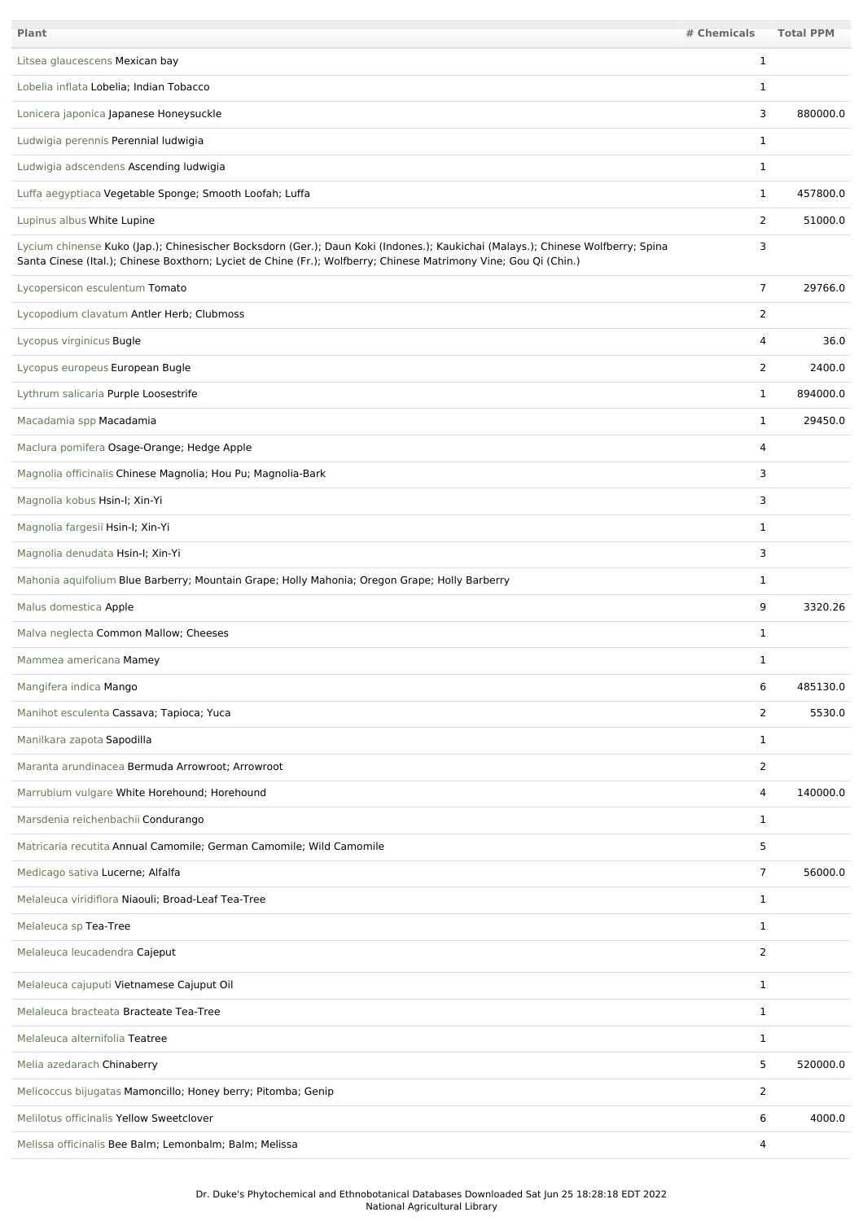| Plant | # Chemicals | Total PPM |
|---|---|---|
| Litsea glaucescens Mexican bay | 1 | |
| Lobelia inflata Lobelia; Indian Tobacco | 1 | |
| Lonicera japonica Japanese Honeysuckle | 3 | 880000.0 |
| Ludwigia perennis Perennial ludwigia | 1 | |
| Ludwigia adscendens Ascending ludwigia | 1 | |
| Luffa aegyptiaca Vegetable Sponge; Smooth Loofah; Luffa | 1 | 457800.0 |
| Lupinus albus White Lupine | 2 | 51000.0 |
| Lycium chinense Kuko (Jap.); Chinesischer Bocksdorn (Ger.); Daun Koki (Indones.); Kaukichai (Malays.); Chinese Wolfberry; Spina Santa Cinese (Ital.); Chinese Boxthorn; Lyciet de Chine (Fr.); Wolfberry; Chinese Matrimony Vine; Gou Qi (Chin.) | 3 | |
| Lycopersicon esculentum Tomato | 7 | 29766.0 |
| Lycopodium clavatum Antler Herb; Clubmoss | 2 | |
| Lycopus virginicus Bugle | 4 | 36.0 |
| Lycopus europeus European Bugle | 2 | 2400.0 |
| Lythrum salicaria Purple Loosestrife | 1 | 894000.0 |
| Macadamia spp Macadamia | 1 | 29450.0 |
| Maclura pomifera Osage-Orange; Hedge Apple | 4 | |
| Magnolia officinalis Chinese Magnolia; Hou Pu; Magnolia-Bark | 3 | |
| Magnolia kobus Hsin-I; Xin-Yi | 3 | |
| Magnolia fargesii Hsin-I; Xin-Yi | 1 | |
| Magnolia denudata Hsin-I; Xin-Yi | 3 | |
| Mahonia aquifolium Blue Barberry; Mountain Grape; Holly Mahonia; Oregon Grape; Holly Barberry | 1 | |
| Malus domestica Apple | 9 | 3320.26 |
| Malva neglecta Common Mallow; Cheeses | 1 | |
| Mammea americana Mamey | 1 | |
| Mangifera indica Mango | 6 | 485130.0 |
| Manihot esculenta Cassava; Tapioca; Yuca | 2 | 5530.0 |
| Manilkara zapota Sapodilla | 1 | |
| Maranta arundinacea Bermuda Arrowroot; Arrowroot | 2 | |
| Marrubium vulgare White Horehound; Horehound | 4 | 140000.0 |
| Marsdenia reichenbachii Condurango | 1 | |
| Matricaria recutita Annual Camomile; German Camomile; Wild Camomile | 5 | |
| Medicago sativa Lucerne; Alfalfa | 7 | 56000.0 |
| Melaleuca viridiflora Niaouli; Broad-Leaf Tea-Tree | 1 | |
| Melaleuca sp Tea-Tree | 1 | |
| Melaleuca leucadendra Cajeput | 2 | |
| Melaleuca cajuputi Vietnamese Cajuput Oil | 1 | |
| Melaleuca bracteata Bracteate Tea-Tree | 1 | |
| Melaleuca alternifolia Teatree | 1 | |
| Melia azedarach Chinaberry | 5 | 520000.0 |
| Melicoccus bijugatas Mamoncillo; Honey berry; Pitomba; Genip | 2 | |
| Melilotus officinalis Yellow Sweetclover | 6 | 4000.0 |
| Melissa officinalis Bee Balm; Lemonbalm; Balm; Melissa | 4 | |

Dr. Duke's Phytochemical and Ethnobotanical Databases Downloaded Sat Jun 25 18:28:18 EDT 2022
National Agricultural Library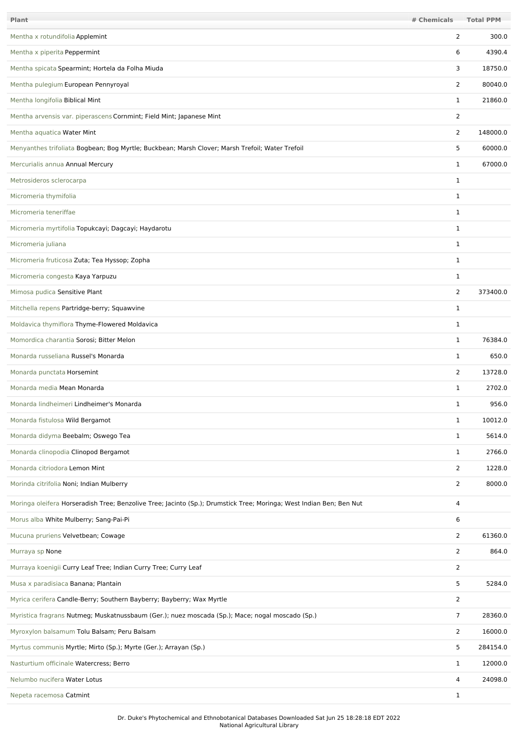| Plant | # Chemicals | Total PPM |
| --- | --- | --- |
| Mentha x rotundifolia Applemint | 2 | 300.0 |
| Mentha x piperita Peppermint | 6 | 4390.4 |
| Mentha spicata Spearmint; Hortela da Folha Miuda | 3 | 18750.0 |
| Mentha pulegium European Pennyroyal | 2 | 80040.0 |
| Mentha longifolia Biblical Mint | 1 | 21860.0 |
| Mentha arvensis var. piperascens Cornmint; Field Mint; Japanese Mint | 2 | |
| Mentha aquatica Water Mint | 2 | 148000.0 |
| Menyanthes trifoliata Bogbean; Bog Myrtle; Buckbean; Marsh Clover; Marsh Trefoil; Water Trefoil | 5 | 60000.0 |
| Mercurialis annua Annual Mercury | 1 | 67000.0 |
| Metrosideros sclerocarpa | 1 | |
| Micromeria thymifolia | 1 | |
| Micromeria teneriffae | 1 | |
| Micromeria myrtifolia Topukcayi; Dagcayi; Haydarotu | 1 | |
| Micromeria juliana | 1 | |
| Micromeria fruticosa Zuta; Tea Hyssop; Zopha | 1 | |
| Micromeria congesta Kaya Yarpuzu | 1 | |
| Mimosa pudica Sensitive Plant | 2 | 373400.0 |
| Mitchella repens Partridge-berry; Squawvine | 1 | |
| Moldavica thymiflora Thyme-Flowered Moldavica | 1 | |
| Momordica charantia Sorosi; Bitter Melon | 1 | 76384.0 |
| Monarda russeliana Russel's Monarda | 1 | 650.0 |
| Monarda punctata Horsemint | 2 | 13728.0 |
| Monarda media Mean Monarda | 1 | 2702.0 |
| Monarda lindheimeri Lindheimer's Monarda | 1 | 956.0 |
| Monarda fistulosa Wild Bergamot | 1 | 10012.0 |
| Monarda didyma Beebalm; Oswego Tea | 1 | 5614.0 |
| Monarda clinopodia Clinopod Bergamot | 1 | 2766.0 |
| Monarda citriodora Lemon Mint | 2 | 1228.0 |
| Morinda citrifolia Noni; Indian Mulberry | 2 | 8000.0 |
| Moringa oleifera Horseradish Tree; Benzolive Tree; Jacinto (Sp.); Drumstick Tree; Moringa; West Indian Ben; Ben Nut | 4 | |
| Morus alba White Mulberry; Sang-Pai-Pi | 6 | |
| Mucuna pruriens Velvetbean; Cowage | 2 | 61360.0 |
| Murraya sp None | 2 | 864.0 |
| Murraya koenigii Curry Leaf Tree; Indian Curry Tree; Curry Leaf | 2 | |
| Musa x paradisiaca Banana; Plantain | 5 | 5284.0 |
| Myrica cerifera Candle-Berry; Southern Bayberry; Bayberry; Wax Myrtle | 2 | |
| Myristica fragrans Nutmeg; Muskatnussbaum (Ger.); nuez moscada (Sp.); Mace; nogal moscado (Sp.) | 7 | 28360.0 |
| Myroxylon balsamum Tolu Balsam; Peru Balsam | 2 | 16000.0 |
| Myrtus communis Myrtle; Mirto (Sp.); Myrte (Ger.); Arrayan (Sp.) | 5 | 284154.0 |
| Nasturtium officinale Watercress; Berro | 1 | 12000.0 |
| Nelumbo nucifera Water Lotus | 4 | 24098.0 |
| Nepeta racemosa Catmint | 1 | |

Dr. Duke's Phytochemical and Ethnobotanical Databases Downloaded Sat Jun 25 18:28:18 EDT 2022
National Agricultural Library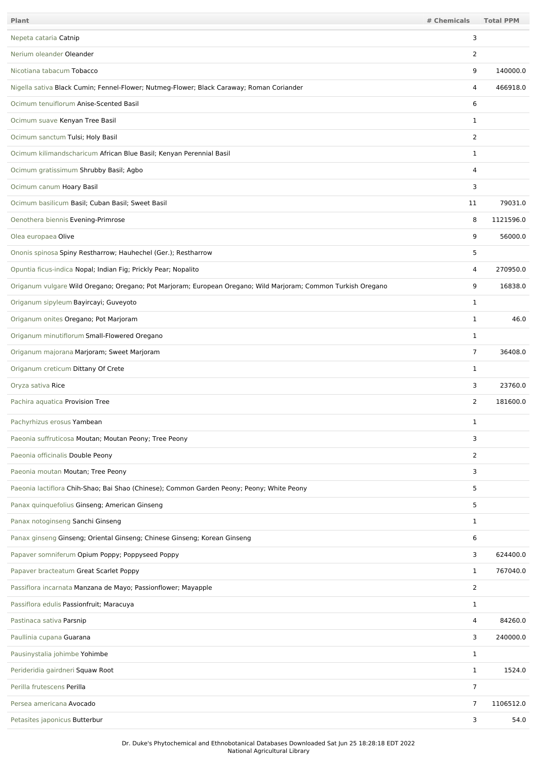| Plant | # Chemicals | Total PPM |
|---|---|---|
| Nepeta cataria Catnip | 3 | |
| Nerium oleander Oleander | 2 | |
| Nicotiana tabacum Tobacco | 9 | 140000.0 |
| Nigella sativa Black Cumin; Fennel-Flower; Nutmeg-Flower; Black Caraway; Roman Coriander | 4 | 466918.0 |
| Ocimum tenuiflorum Anise-Scented Basil | 6 | |
| Ocimum suave Kenyan Tree Basil | 1 | |
| Ocimum sanctum Tulsi; Holy Basil | 2 | |
| Ocimum kilimandscharicum African Blue Basil; Kenyan Perennial Basil | 1 | |
| Ocimum gratissimum Shrubby Basil; Agbo | 4 | |
| Ocimum canum Hoary Basil | 3 | |
| Ocimum basilicum Basil; Cuban Basil; Sweet Basil | 11 | 79031.0 |
| Oenothera biennis Evening-Primrose | 8 | 1121596.0 |
| Olea europaea Olive | 9 | 56000.0 |
| Ononis spinosa Spiny Restharrow; Hauhechel (Ger.); Restharrow | 5 | |
| Opuntia ficus-indica Nopal; Indian Fig; Prickly Pear; Nopalito | 4 | 270950.0 |
| Origanum vulgare Wild Oregano; Oregano; Pot Marjoram; European Oregano; Wild Marjoram; Common Turkish Oregano | 9 | 16838.0 |
| Origanum sipyleum Bayircayi; Guveyoto | 1 | |
| Origanum onites Oregano; Pot Marjoram | 1 | 46.0 |
| Origanum minutiflorum Small-Flowered Oregano | 1 | |
| Origanum majorana Marjoram; Sweet Marjoram | 7 | 36408.0 |
| Origanum creticum Dittany Of Crete | 1 | |
| Oryza sativa Rice | 3 | 23760.0 |
| Pachira aquatica Provision Tree | 2 | 181600.0 |
| Pachyrhizus erosus Yambean | 1 | |
| Paeonia suffruticosa Moutan; Moutan Peony; Tree Peony | 3 | |
| Paeonia officinalis Double Peony | 2 | |
| Paeonia moutan Moutan; Tree Peony | 3 | |
| Paeonia lactiflora Chih-Shao; Bai Shao (Chinese); Common Garden Peony; Peony; White Peony | 5 | |
| Panax quinquefolius Ginseng; American Ginseng | 5 | |
| Panax notoginseng Sanchi Ginseng | 1 | |
| Panax ginseng Ginseng; Oriental Ginseng; Chinese Ginseng; Korean Ginseng | 6 | |
| Papaver somniferum Opium Poppy; Poppyseed Poppy | 3 | 624400.0 |
| Papaver bracteatum Great Scarlet Poppy | 1 | 767040.0 |
| Passiflora incarnata Manzana de Mayo; Passionflower; Mayapple | 2 | |
| Passiflora edulis Passionfruit; Maracuya | 1 | |
| Pastinaca sativa Parsnip | 4 | 84260.0 |
| Paullinia cupana Guarana | 3 | 240000.0 |
| Pausinystalia johimbe Yohimbe | 1 | |
| Perideridia gairdneri Squaw Root | 1 | 1524.0 |
| Perilla frutescens Perilla | 7 | |
| Persea americana Avocado | 7 | 1106512.0 |
| Petasites japonicus Butterbur | 3 | 54.0 |

Dr. Duke's Phytochemical and Ethnobotanical Databases Downloaded Sat Jun 25 18:28:18 EDT 2022
National Agricultural Library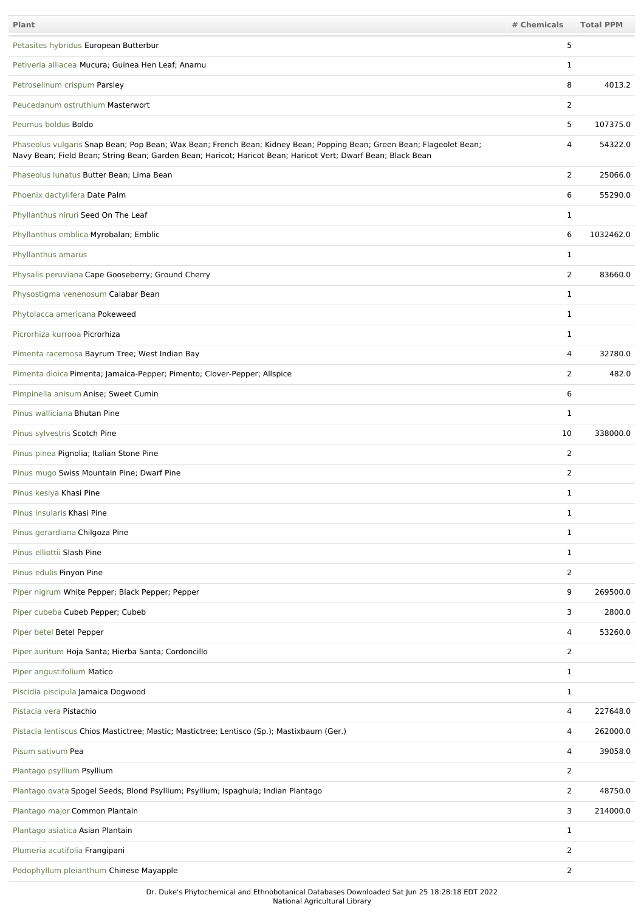| Plant | # Chemicals | Total PPM |
|---|---|---|
| Petasites hybridus European Butterbur | 5 | |
| Petiveria alliacea Mucura; Guinea Hen Leaf; Anamu | 1 | |
| Petroselinum crispum Parsley | 8 | 4013.2 |
| Peucedanum ostruthium Masterwort | 2 | |
| Peumus boldus Boldo | 5 | 107375.0 |
| Phaseolus vulgaris Snap Bean; Pop Bean; Wax Bean; French Bean; Kidney Bean; Popping Bean; Green Bean; Flageolet Bean; Navy Bean; Field Bean; String Bean; Garden Bean; Haricot; Haricot Bean; Haricot Vert; Dwarf Bean; Black Bean | 4 | 54322.0 |
| Phaseolus lunatus Butter Bean; Lima Bean | 2 | 25066.0 |
| Phoenix dactylifera Date Palm | 6 | 55290.0 |
| Phyllanthus niruri Seed On The Leaf | 1 | |
| Phyllanthus emblica Myrobalan; Emblic | 6 | 1032462.0 |
| Phyllanthus amarus | 1 | |
| Physalis peruviana Cape Gooseberry; Ground Cherry | 2 | 83660.0 |
| Physostigma venenosum Calabar Bean | 1 | |
| Phytolacca americana Pokeweed | 1 | |
| Picrorhiza kurrooa Picrorhiza | 1 | |
| Pimenta racemosa Bayrum Tree; West Indian Bay | 4 | 32780.0 |
| Pimenta dioica Pimenta; Jamaica-Pepper; Pimento; Clover-Pepper; Allspice | 2 | 482.0 |
| Pimpinella anisum Anise; Sweet Cumin | 6 | |
| Pinus walliciana Bhutan Pine | 1 | |
| Pinus sylvestris Scotch Pine | 10 | 338000.0 |
| Pinus pinea Pignolia; Italian Stone Pine | 2 | |
| Pinus mugo Swiss Mountain Pine; Dwarf Pine | 2 | |
| Pinus kesiya Khasi Pine | 1 | |
| Pinus insularis Khasi Pine | 1 | |
| Pinus gerardiana Chilgoza Pine | 1 | |
| Pinus elliottii Slash Pine | 1 | |
| Pinus edulis Pinyon Pine | 2 | |
| Piper nigrum White Pepper; Black Pepper; Pepper | 9 | 269500.0 |
| Piper cubeba Cubeb Pepper; Cubeb | 3 | 2800.0 |
| Piper betel Betel Pepper | 4 | 53260.0 |
| Piper auritum Hoja Santa; Hierba Santa; Cordoncillo | 2 | |
| Piper angustifolium Matico | 1 | |
| Piscidia piscipula Jamaica Dogwood | 1 | |
| Pistacia vera Pistachio | 4 | 227648.0 |
| Pistacia lentiscus Chios Mastictree; Mastic; Mastictree; Lentisco (Sp.); Mastixbaum (Ger.) | 4 | 262000.0 |
| Pisum sativum Pea | 4 | 39058.0 |
| Plantago psyllium Psyllium | 2 | |
| Plantago ovata Spogel Seeds; Blond Psyllium; Psyllium; Ispaghula; Indian Plantago | 2 | 48750.0 |
| Plantago major Common Plantain | 3 | 214000.0 |
| Plantago asiatica Asian Plantain | 1 | |
| Plumeria acutifolia Frangipani | 2 | |
| Podophyllum pleianthum Chinese Mayapple | 2 | |

Dr. Duke's Phytochemical and Ethnobotanical Databases Downloaded Sat Jun 25 18:28:18 EDT 2022
National Agricultural Library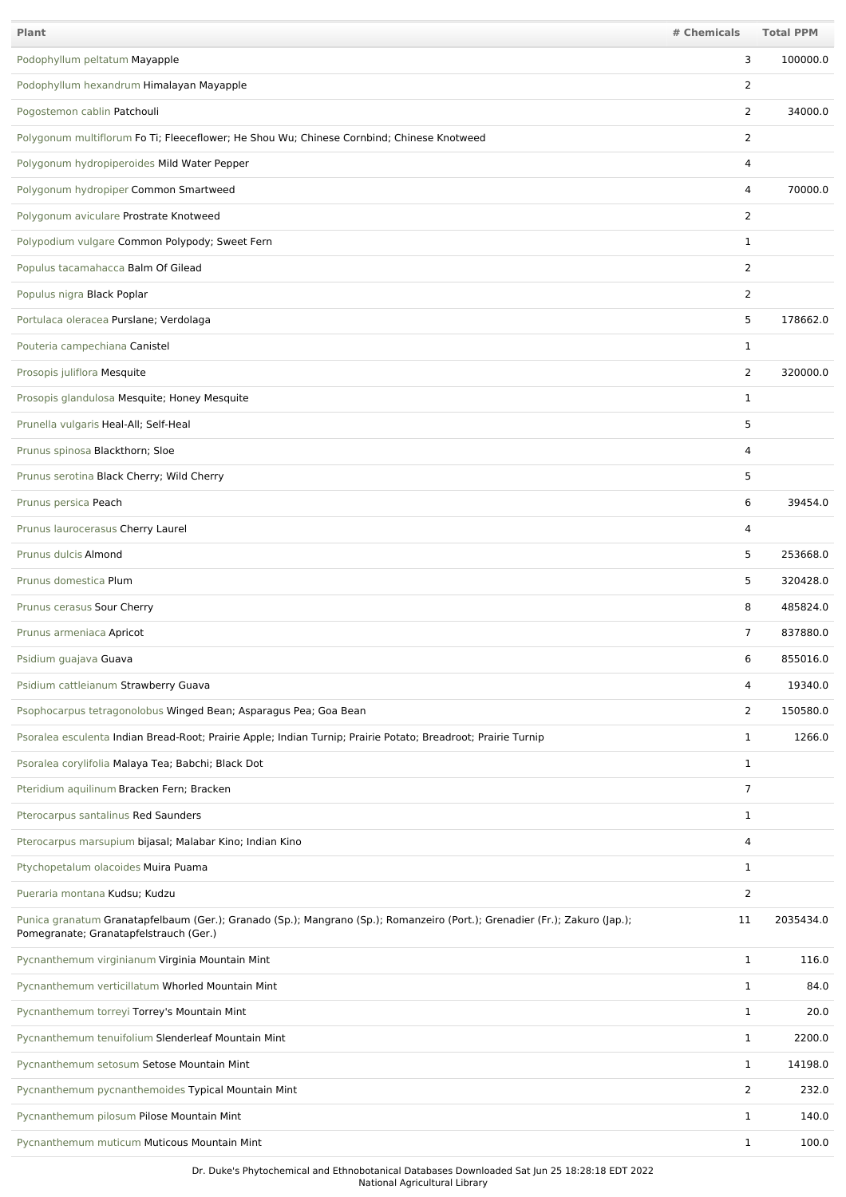| Plant | # Chemicals | Total PPM |
|---|---|---|
| Podophyllum peltatum Mayapple | 3 | 100000.0 |
| Podophyllum hexandrum Himalayan Mayapple | 2 | |
| Pogostemon cablin Patchouli | 2 | 34000.0 |
| Polygonum multiflorum Fo Ti; Fleeceflower; He Shou Wu; Chinese Cornbind; Chinese Knotweed | 2 | |
| Polygonum hydropiperoides Mild Water Pepper | 4 | |
| Polygonum hydropiper Common Smartweed | 4 | 70000.0 |
| Polygonum aviculare Prostrate Knotweed | 2 | |
| Polypodium vulgare Common Polypody; Sweet Fern | 1 | |
| Populus tacamahacca Balm Of Gilead | 2 | |
| Populus nigra Black Poplar | 2 | |
| Portulaca oleracea Purslane; Verdolaga | 5 | 178662.0 |
| Pouteria campechiana Canistel | 1 | |
| Prosopis juliflora Mesquite | 2 | 320000.0 |
| Prosopis glandulosa Mesquite; Honey Mesquite | 1 | |
| Prunella vulgaris Heal-All; Self-Heal | 5 | |
| Prunus spinosa Blackthorn; Sloe | 4 | |
| Prunus serotina Black Cherry; Wild Cherry | 5 | |
| Prunus persica Peach | 6 | 39454.0 |
| Prunus laurocerasus Cherry Laurel | 4 | |
| Prunus dulcis Almond | 5 | 253668.0 |
| Prunus domestica Plum | 5 | 320428.0 |
| Prunus cerasus Sour Cherry | 8 | 485824.0 |
| Prunus armeniaca Apricot | 7 | 837880.0 |
| Psidium guajava Guava | 6 | 855016.0 |
| Psidium cattleianum Strawberry Guava | 4 | 19340.0 |
| Psophocarpus tetragonolobus Winged Bean; Asparagus Pea; Goa Bean | 2 | 150580.0 |
| Psoralea esculenta Indian Bread-Root; Prairie Apple; Indian Turnip; Prairie Potato; Breadroot; Prairie Turnip | 1 | 1266.0 |
| Psoralea corylifolia Malaya Tea; Babchi; Black Dot | 1 | |
| Pteridium aquilinum Bracken Fern; Bracken | 7 | |
| Pterocarpus santalinus Red Saunders | 1 | |
| Pterocarpus marsupium bijasal; Malabar Kino; Indian Kino | 4 | |
| Ptychopetalum olacoides Muira Puama | 1 | |
| Pueraria montana Kudsu; Kudzu | 2 | |
| Punica granatum Granatapfelbaum (Ger.); Granado (Sp.); Mangrano (Sp.); Romanzeiro (Port.); Grenadier (Fr.); Zakuro (Jap.); Pomegranate; Granatapfelstrauch (Ger.) | 11 | 2035434.0 |
| Pycnanthemum virginianum Virginia Mountain Mint | 1 | 116.0 |
| Pycnanthemum verticillatum Whorled Mountain Mint | 1 | 84.0 |
| Pycnanthemum torreyi Torrey's Mountain Mint | 1 | 20.0 |
| Pycnanthemum tenuifolium Slenderleaf Mountain Mint | 1 | 2200.0 |
| Pycnanthemum setosum Setose Mountain Mint | 1 | 14198.0 |
| Pycnanthemum pycnanthemoides Typical Mountain Mint | 2 | 232.0 |
| Pycnanthemum pilosum Pilose Mountain Mint | 1 | 140.0 |
| Pycnanthemum muticum Muticous Mountain Mint | 1 | 100.0 |

Dr. Duke's Phytochemical and Ethnobotanical Databases Downloaded Sat Jun 25 18:28:18 EDT 2022
National Agricultural Library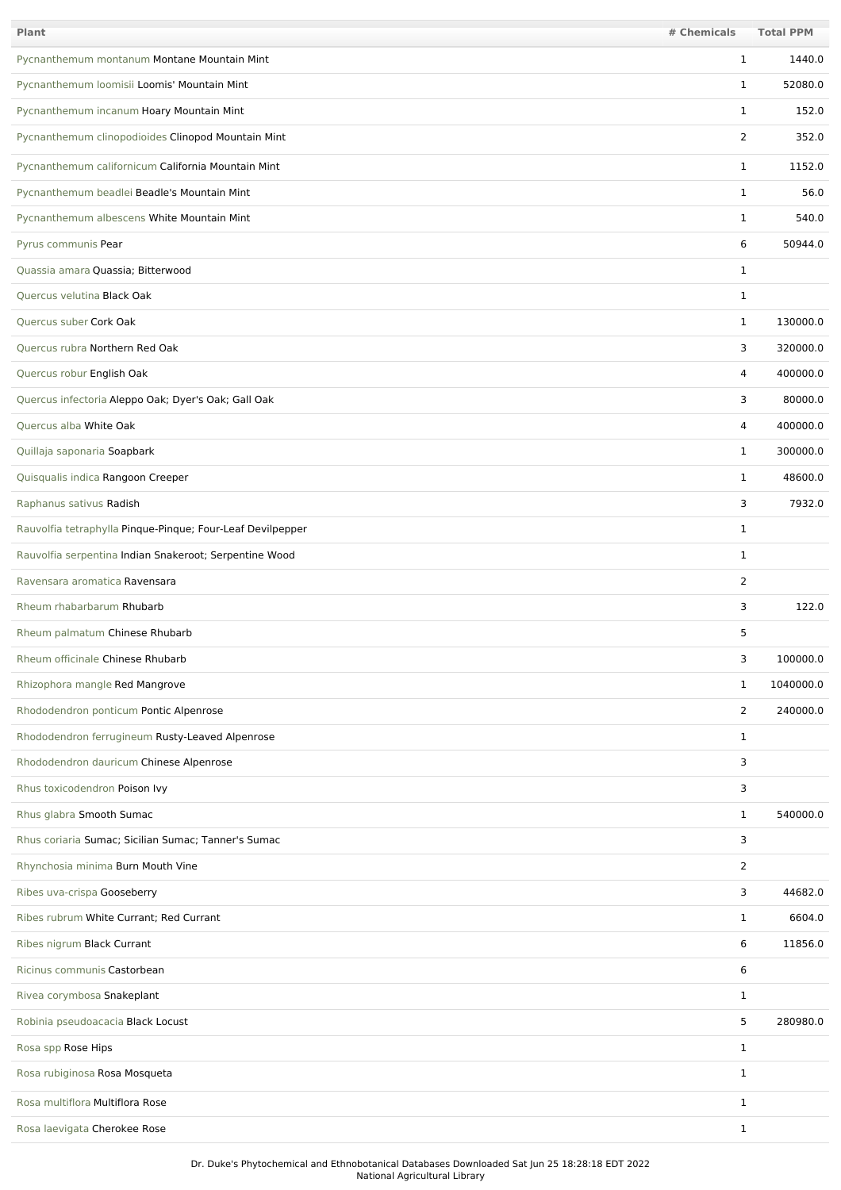| Plant | # Chemicals | Total PPM |
| --- | --- | --- |
| Pycnanthemum montanum Montane Mountain Mint | 1 | 1440.0 |
| Pycnanthemum loomisii Loomis' Mountain Mint | 1 | 52080.0 |
| Pycnanthemum incanum Hoary Mountain Mint | 1 | 152.0 |
| Pycnanthemum clinopodioides Clinopod Mountain Mint | 2 | 352.0 |
| Pycnanthemum californicum California Mountain Mint | 1 | 1152.0 |
| Pycnanthemum beadlei Beadle's Mountain Mint | 1 | 56.0 |
| Pycnanthemum albescens White Mountain Mint | 1 | 540.0 |
| Pyrus communis Pear | 6 | 50944.0 |
| Quassia amara Quassia; Bitterwood | 1 | |
| Quercus velutina Black Oak | 1 | |
| Quercus suber Cork Oak | 1 | 130000.0 |
| Quercus rubra Northern Red Oak | 3 | 320000.0 |
| Quercus robur English Oak | 4 | 400000.0 |
| Quercus infectoria Aleppo Oak; Dyer's Oak; Gall Oak | 3 | 80000.0 |
| Quercus alba White Oak | 4 | 400000.0 |
| Quillaja saponaria Soapbark | 1 | 300000.0 |
| Quisqualis indica Rangoon Creeper | 1 | 48600.0 |
| Raphanus sativus Radish | 3 | 7932.0 |
| Rauvolfia tetraphylla Pinque-Pinque; Four-Leaf Devilpepper | 1 | |
| Rauvolfia serpentina Indian Snakeroot; Serpentine Wood | 1 | |
| Ravensara aromatica Ravensara | 2 | |
| Rheum rhabarbarum Rhubarb | 3 | 122.0 |
| Rheum palmatum Chinese Rhubarb | 5 | |
| Rheum officinale Chinese Rhubarb | 3 | 100000.0 |
| Rhizophora mangle Red Mangrove | 1 | 1040000.0 |
| Rhododendron ponticum Pontic Alpenrose | 2 | 240000.0 |
| Rhododendron ferrugineum Rusty-Leaved Alpenrose | 1 | |
| Rhododendron dauricum Chinese Alpenrose | 3 | |
| Rhus toxicodendron Poison Ivy | 3 | |
| Rhus glabra Smooth Sumac | 1 | 540000.0 |
| Rhus coriaria Sumac; Sicilian Sumac; Tanner's Sumac | 3 | |
| Rhynchosia minima Burn Mouth Vine | 2 | |
| Ribes uva-crispa Gooseberry | 3 | 44682.0 |
| Ribes rubrum White Currant; Red Currant | 1 | 6604.0 |
| Ribes nigrum Black Currant | 6 | 11856.0 |
| Ricinus communis Castorbean | 6 | |
| Rivea corymbosa Snakeplant | 1 | |
| Robinia pseudoacacia Black Locust | 5 | 280980.0 |
| Rosa spp Rose Hips | 1 | |
| Rosa rubiginosa Rosa Mosqueta | 1 | |
| Rosa multiflora Multiflora Rose | 1 | |
| Rosa laevigata Cherokee Rose | 1 | |

Dr. Duke's Phytochemical and Ethnobotanical Databases Downloaded Sat Jun 25 18:28:18 EDT 2022
National Agricultural Library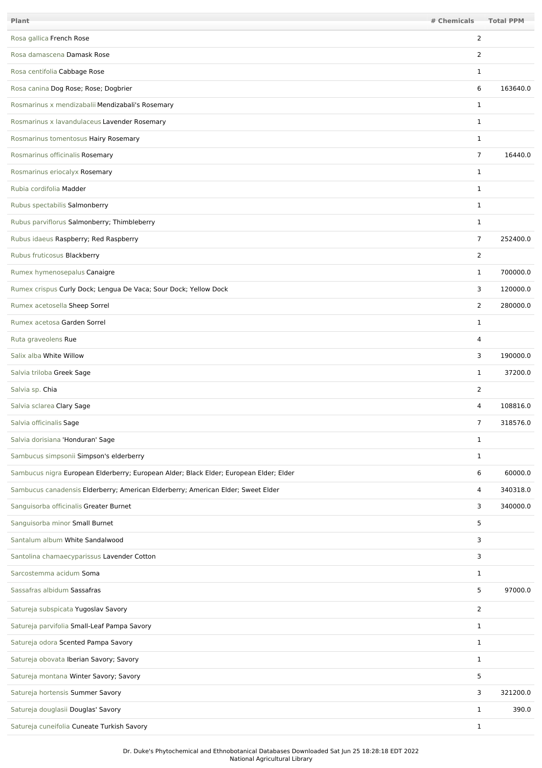| Plant | # Chemicals | Total PPM |
| --- | --- | --- |
| Rosa gallica French Rose | 2 | |
| Rosa damascena Damask Rose | 2 | |
| Rosa centifolia Cabbage Rose | 1 | |
| Rosa canina Dog Rose; Rose; Dogbrier | 6 | 163640.0 |
| Rosmarinus x mendizabalii Mendizabali's Rosemary | 1 | |
| Rosmarinus x lavandulaceus Lavender Rosemary | 1 | |
| Rosmarinus tomentosus Hairy Rosemary | 1 | |
| Rosmarinus officinalis Rosemary | 7 | 16440.0 |
| Rosmarinus eriocalyx Rosemary | 1 | |
| Rubia cordifolia Madder | 1 | |
| Rubus spectabilis Salmonberry | 1 | |
| Rubus parviflorus Salmonberry; Thimbleberry | 1 | |
| Rubus idaeus Raspberry; Red Raspberry | 7 | 252400.0 |
| Rubus fruticosus Blackberry | 2 | |
| Rumex hymenosepalus Canaigre | 1 | 700000.0 |
| Rumex crispus Curly Dock; Lengua De Vaca; Sour Dock; Yellow Dock | 3 | 120000.0 |
| Rumex acetosella Sheep Sorrel | 2 | 280000.0 |
| Rumex acetosa Garden Sorrel | 1 | |
| Ruta graveolens Rue | 4 | |
| Salix alba White Willow | 3 | 190000.0 |
| Salvia triloba Greek Sage | 1 | 37200.0 |
| Salvia sp. Chia | 2 | |
| Salvia sclarea Clary Sage | 4 | 108816.0 |
| Salvia officinalis Sage | 7 | 318576.0 |
| Salvia dorisiana 'Honduran' Sage | 1 | |
| Sambucus simpsonii Simpson's elderberry | 1 | |
| Sambucus nigra European Elderberry; European Alder; Black Elder; European Elder; Elder | 6 | 60000.0 |
| Sambucus canadensis Elderberry; American Elderberry; American Elder; Sweet Elder | 4 | 340318.0 |
| Sanguisorba officinalis Greater Burnet | 3 | 340000.0 |
| Sanguisorba minor Small Burnet | 5 | |
| Santalum album White Sandalwood | 3 | |
| Santolina chamaecyparissus Lavender Cotton | 3 | |
| Sarcostemma acidum Soma | 1 | |
| Sassafras albidum Sassafras | 5 | 97000.0 |
| Satureja subspicata Yugoslav Savory | 2 | |
| Satureja parvifolia Small-Leaf Pampa Savory | 1 | |
| Satureja odora Scented Pampa Savory | 1 | |
| Satureja obovata Iberian Savory; Savory | 1 | |
| Satureja montana Winter Savory; Savory | 5 | |
| Satureja hortensis Summer Savory | 3 | 321200.0 |
| Satureja douglasii Douglas' Savory | 1 | 390.0 |
| Satureja cuneifolia Cuneate Turkish Savory | 1 | |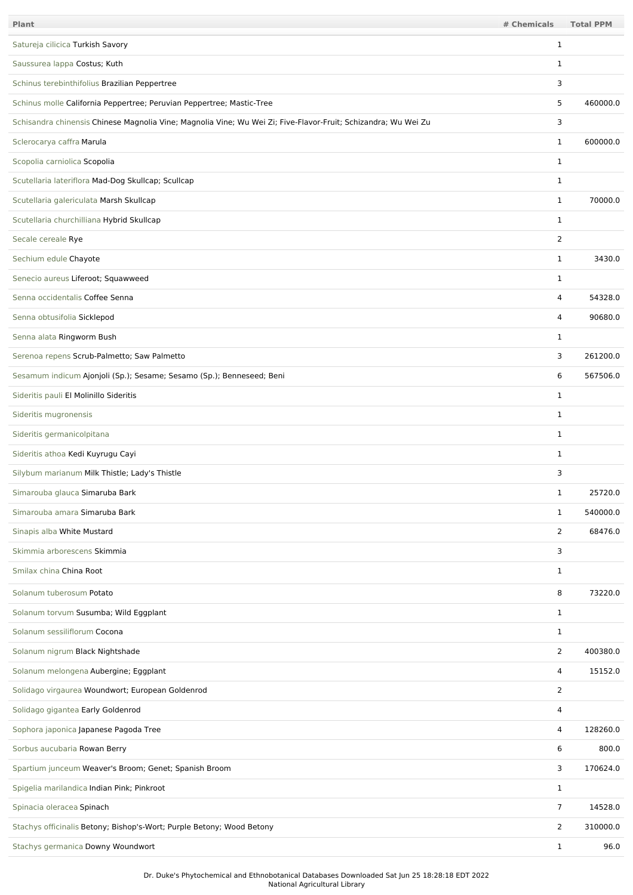| Plant | # Chemicals | Total PPM |
| --- | --- | --- |
| Satureja cilicica Turkish Savory | 1 | |
| Saussurea lappa Costus; Kuth | 1 | |
| Schinus terebinthifolius Brazilian Peppertree | 3 | |
| Schinus molle California Peppertree; Peruvian Peppertree; Mastic-Tree | 5 | 460000.0 |
| Schisandra chinensis Chinese Magnolia Vine; Magnolia Vine; Wu Wei Zi; Five-Flavor-Fruit; Schizandra; Wu Wei Zu | 3 | |
| Sclerocarya caffra Marula | 1 | 600000.0 |
| Scopolia carniolica Scopolia | 1 | |
| Scutellaria lateriflora Mad-Dog Skullcap; Scullcap | 1 | |
| Scutellaria galericulata Marsh Skullcap | 1 | 70000.0 |
| Scutellaria churchilliana Hybrid Skullcap | 1 | |
| Secale cereale Rye | 2 | |
| Sechium edule Chayote | 1 | 3430.0 |
| Senecio aureus Liferoot; Squawweed | 1 | |
| Senna occidentalis Coffee Senna | 4 | 54328.0 |
| Senna obtusifolia Sicklepod | 4 | 90680.0 |
| Senna alata Ringworm Bush | 1 | |
| Serenoa repens Scrub-Palmetto; Saw Palmetto | 3 | 261200.0 |
| Sesamum indicum Ajonjoli (Sp.); Sesame; Sesamo (Sp.); Benneseed; Beni | 6 | 567506.0 |
| Sideritis pauli El Molinillo Sideritis | 1 | |
| Sideritis mugronensis | 1 | |
| Sideritis germanicolpitana | 1 | |
| Sideritis athoa Kedi Kuyrugu Cayi | 1 | |
| Silybum marianum Milk Thistle; Lady's Thistle | 3 | |
| Simarouba glauca Simaruba Bark | 1 | 25720.0 |
| Simarouba amara Simaruba Bark | 1 | 540000.0 |
| Sinapis alba White Mustard | 2 | 68476.0 |
| Skimmia arborescens Skimmia | 3 | |
| Smilax china China Root | 1 | |
| Solanum tuberosum Potato | 8 | 73220.0 |
| Solanum torvum Susumba; Wild Eggplant | 1 | |
| Solanum sessiliflorum Cocona | 1 | |
| Solanum nigrum Black Nightshade | 2 | 400380.0 |
| Solanum melongena Aubergine; Eggplant | 4 | 15152.0 |
| Solidago virgaurea Woundwort; European Goldenrod | 2 | |
| Solidago gigantea Early Goldenrod | 4 | |
| Sophora japonica Japanese Pagoda Tree | 4 | 128260.0 |
| Sorbus aucubaria Rowan Berry | 6 | 800.0 |
| Spartium junceum Weaver's Broom; Genet; Spanish Broom | 3 | 170624.0 |
| Spigelia marilandica Indian Pink; Pinkroot | 1 | |
| Spinacia oleracea Spinach | 7 | 14528.0 |
| Stachys officinalis Betony; Bishop's-Wort; Purple Betony; Wood Betony | 2 | 310000.0 |
| Stachys germanica Downy Woundwort | 1 | 96.0 |

Dr. Duke's Phytochemical and Ethnobotanical Databases Downloaded Sat Jun 25 18:28:18 EDT 2022
National Agricultural Library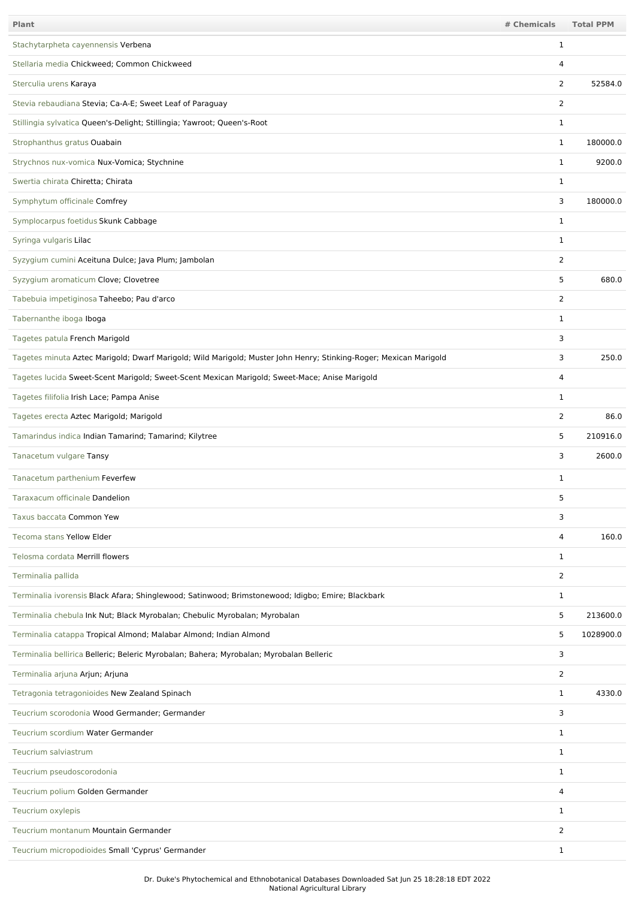| Plant | # Chemicals | Total PPM |
|---|---|---|
| Stachytarpheta cayennensis Verbena | 1 | |
| Stellaria media Chickweed; Common Chickweed | 4 | |
| Sterculia urens Karaya | 2 | 52584.0 |
| Stevia rebaudiana Stevia; Ca-A-E; Sweet Leaf of Paraguay | 2 | |
| Stillingia sylvatica Queen's-Delight; Stillingia; Yawroot; Queen's-Root | 1 | |
| Strophanthus gratus Ouabain | 1 | 180000.0 |
| Strychnos nux-vomica Nux-Vomica; Stychnine | 1 | 9200.0 |
| Swertia chirata Chiretta; Chirata | 1 | |
| Symphytum officinale Comfrey | 3 | 180000.0 |
| Symplocarpus foetidus Skunk Cabbage | 1 | |
| Syringa vulgaris Lilac | 1 | |
| Syzygium cumini Aceituna Dulce; Java Plum; Jambolan | 2 | |
| Syzygium aromaticum Clove; Clovetree | 5 | 680.0 |
| Tabebuia impetiginosa Taheebo; Pau d'arco | 2 | |
| Tabernanthe iboga Iboga | 1 | |
| Tagetes patula French Marigold | 3 | |
| Tagetes minuta Aztec Marigold; Dwarf Marigold; Wild Marigold; Muster John Henry; Stinking-Roger; Mexican Marigold | 3 | 250.0 |
| Tagetes lucida Sweet-Scent Marigold; Sweet-Scent Mexican Marigold; Sweet-Mace; Anise Marigold | 4 | |
| Tagetes filifolia Irish Lace; Pampa Anise | 1 | |
| Tagetes erecta Aztec Marigold; Marigold | 2 | 86.0 |
| Tamarindus indica Indian Tamarind; Tamarind; Kilytree | 5 | 210916.0 |
| Tanacetum vulgare Tansy | 3 | 2600.0 |
| Tanacetum parthenium Feverfew | 1 | |
| Taraxacum officinale Dandelion | 5 | |
| Taxus baccata Common Yew | 3 | |
| Tecoma stans Yellow Elder | 4 | 160.0 |
| Telosma cordata Merrill flowers | 1 | |
| Terminalia pallida | 2 | |
| Terminalia ivorensis Black Afara; Shinglewood; Satinwood; Brimstonewood; Idigbo; Emire; Blackbark | 1 | |
| Terminalia chebula Ink Nut; Black Myrobalan; Chebulic Myrobalan; Myrobalan | 5 | 213600.0 |
| Terminalia catappa Tropical Almond; Malabar Almond; Indian Almond | 5 | 1028900.0 |
| Terminalia bellirica Belleric; Beleric Myrobalan; Bahera; Myrobalan; Myrobalan Belleric | 3 | |
| Terminalia arjuna Arjun; Arjuna | 2 | |
| Tetragonia tetragonioides New Zealand Spinach | 1 | 4330.0 |
| Teucrium scorodonia Wood Germander; Germander | 3 | |
| Teucrium scordium Water Germander | 1 | |
| Teucrium salviastrum | 1 | |
| Teucrium pseudoscorodonia | 1 | |
| Teucrium polium Golden Germander | 4 | |
| Teucrium oxylepis | 1 | |
| Teucrium montanum Mountain Germander | 2 | |
| Teucrium micropodioides Small 'Cyprus' Germander | 1 | |

Dr. Duke's Phytochemical and Ethnobotanical Databases Downloaded Sat Jun 25 18:28:18 EDT 2022
National Agricultural Library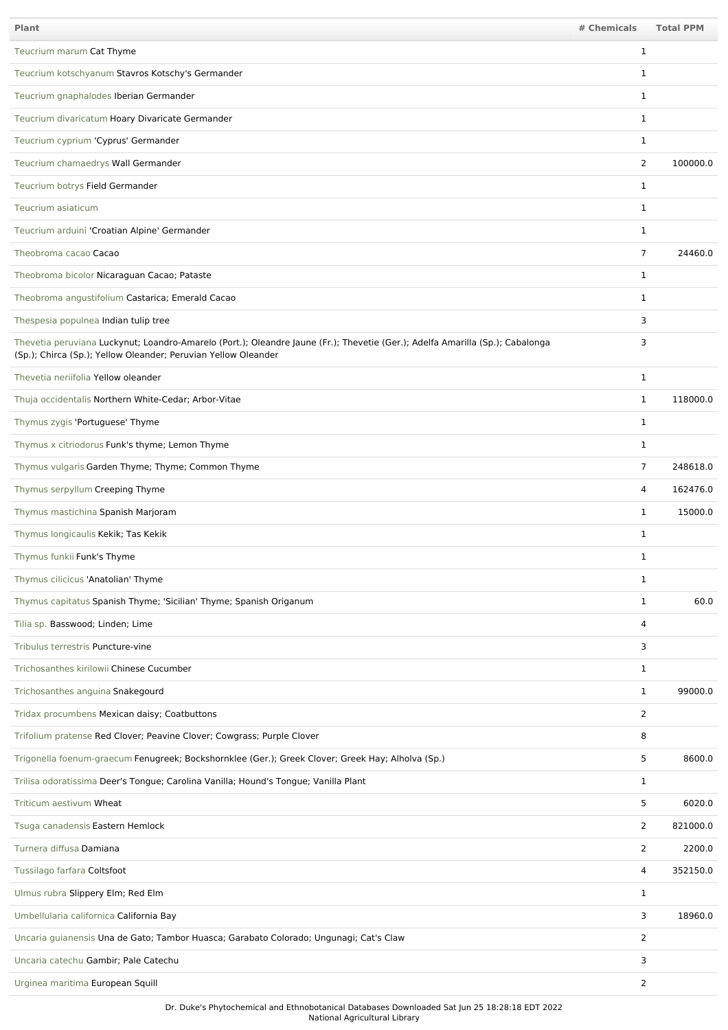| Plant | # Chemicals | Total PPM |
|---|---|---|
| Teucrium marum Cat Thyme | 1 | |
| Teucrium kotschyanum Stavros Kotschy's Germander | 1 | |
| Teucrium gnaphalodes Iberian Germander | 1 | |
| Teucrium divaricatum Hoary Divaricate Germander | 1 | |
| Teucrium cyprium 'Cyprus' Germander | 1 | |
| Teucrium chamaedrys Wall Germander | 2 | 100000.0 |
| Teucrium botrys Field Germander | 1 | |
| Teucrium asiaticum | 1 | |
| Teucrium arduini 'Croatian Alpine' Germander | 1 | |
| Theobroma cacao Cacao | 7 | 24460.0 |
| Theobroma bicolor Nicaraguan Cacao; Pataste | 1 | |
| Theobroma angustifolium Castarica; Emerald Cacao | 1 | |
| Thespesia populnea Indian tulip tree | 3 | |
| Thevetia peruviana Luckynut; Loandro-Amarelo (Port.); Oleandre Jaune (Fr.); Thevetie (Ger.); Adelfa Amarilla (Sp.); Cabalonga (Sp.); Chirca (Sp.); Yellow Oleander; Peruvian Yellow Oleander | 3 | |
| Thevetia neriifolia Yellow oleander | 1 | |
| Thuja occidentalis Northern White-Cedar; Arbor-Vitae | 1 | 118000.0 |
| Thymus zygis 'Portuguese' Thyme | 1 | |
| Thymus x citriodorus Funk's thyme; Lemon Thyme | 1 | |
| Thymus vulgaris Garden Thyme; Thyme; Common Thyme | 7 | 248618.0 |
| Thymus serpyllum Creeping Thyme | 4 | 162476.0 |
| Thymus mastichina Spanish Marjoram | 1 | 15000.0 |
| Thymus longicaulis Kekik; Tas Kekik | 1 | |
| Thymus funkii Funk's Thyme | 1 | |
| Thymus cilicicus 'Anatolian' Thyme | 1 | |
| Thymus capitatus Spanish Thyme; 'Sicilian' Thyme; Spanish Origanum | 1 | 60.0 |
| Tilia sp. Basswood; Linden; Lime | 4 | |
| Tribulus terrestris Puncture-vine | 3 | |
| Trichosanthes kirilowii Chinese Cucumber | 1 | |
| Trichosanthes anguina Snakegourd | 1 | 99000.0 |
| Tridax procumbens Mexican daisy; Coatbuttons | 2 | |
| Trifolium pratense Red Clover; Peavine Clover; Cowgrass; Purple Clover | 8 | |
| Trigonella foenum-graecum Fenugreek; Bockshornklee (Ger.); Greek Clover; Greek Hay; Alholva (Sp.) | 5 | 8600.0 |
| Trilisa odoratissima Deer's Tongue; Carolina Vanilla; Hound's Tongue; Vanilla Plant | 1 | |
| Triticum aestivum Wheat | 5 | 6020.0 |
| Tsuga canadensis Eastern Hemlock | 2 | 821000.0 |
| Turnera diffusa Damiana | 2 | 2200.0 |
| Tussilago farfara Coltsfoot | 4 | 352150.0 |
| Ulmus rubra Slippery Elm; Red Elm | 1 | |
| Umbellularia californica California Bay | 3 | 18960.0 |
| Uncaria guianensis Una de Gato; Tambor Huasca; Garabato Colorado; Ungunagi; Cat's Claw | 2 | |
| Uncaria catechu Gambir; Pale Catechu | 3 | |
| Urginea maritima European Squill | 2 | |

Dr. Duke's Phytochemical and Ethnobotanical Databases Downloaded Sat Jun 25 18:28:18 EDT 2022
National Agricultural Library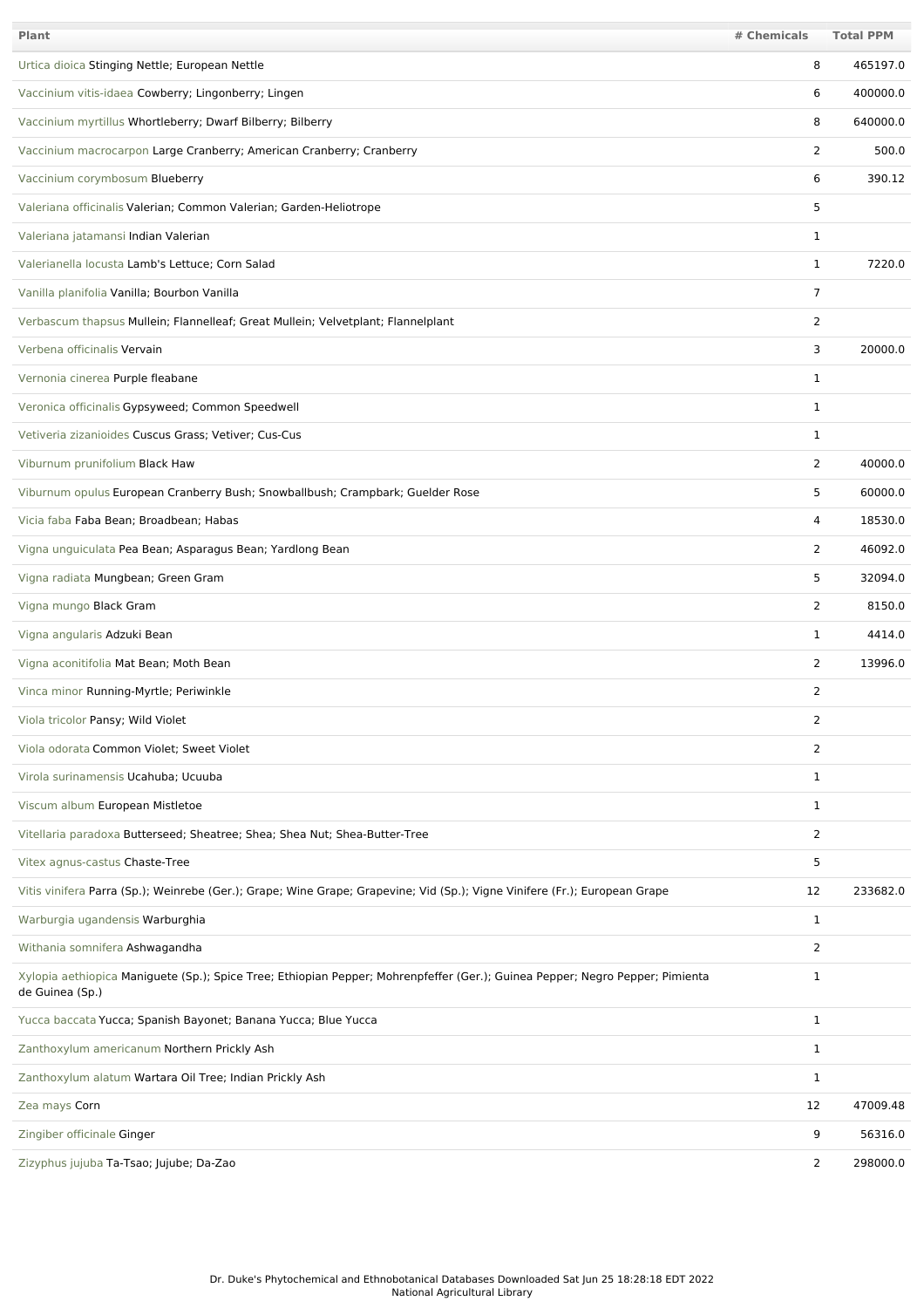| Plant | # Chemicals | Total PPM |
|---|---|---|
| Urtica dioica Stinging Nettle; European Nettle | 8 | 465197.0 |
| Vaccinium vitis-idaea Cowberry; Lingonberry; Lingen | 6 | 400000.0 |
| Vaccinium myrtillus Whortleberry; Dwarf Bilberry; Bilberry | 8 | 640000.0 |
| Vaccinium macrocarpon Large Cranberry; American Cranberry; Cranberry | 2 | 500.0 |
| Vaccinium corymbosum Blueberry | 6 | 390.12 |
| Valeriana officinalis Valerian; Common Valerian; Garden-Heliotrope | 5 | |
| Valeriana jatamansi Indian Valerian | 1 | |
| Valerianella locusta Lamb's Lettuce; Corn Salad | 1 | 7220.0 |
| Vanilla planifolia Vanilla; Bourbon Vanilla | 7 | |
| Verbascum thapsus Mullein; Flannelleaf; Great Mullein; Velvetplant; Flannelplant | 2 | |
| Verbena officinalis Vervain | 3 | 20000.0 |
| Vernonia cinerea Purple fleabane | 1 | |
| Veronica officinalis Gypsyweed; Common Speedwell | 1 | |
| Vetiveria zizanioides Cuscus Grass; Vetiver; Cus-Cus | 1 | |
| Viburnum prunifolium Black Haw | 2 | 40000.0 |
| Viburnum opulus European Cranberry Bush; Snowballbush; Crampbark; Guelder Rose | 5 | 60000.0 |
| Vicia faba Faba Bean; Broadbean; Habas | 4 | 18530.0 |
| Vigna unguiculata Pea Bean; Asparagus Bean; Yardlong Bean | 2 | 46092.0 |
| Vigna radiata Mungbean; Green Gram | 5 | 32094.0 |
| Vigna mungo Black Gram | 2 | 8150.0 |
| Vigna angularis Adzuki Bean | 1 | 4414.0 |
| Vigna aconitifolia Mat Bean; Moth Bean | 2 | 13996.0 |
| Vinca minor Running-Myrtle; Periwinkle | 2 | |
| Viola tricolor Pansy; Wild Violet | 2 | |
| Viola odorata Common Violet; Sweet Violet | 2 | |
| Virola surinamensis Ucahuba; Ucuuba | 1 | |
| Viscum album European Mistletoe | 1 | |
| Vitellaria paradoxa Butterseed; Sheatree; Shea; Shea Nut; Shea-Butter-Tree | 2 | |
| Vitex agnus-castus Chaste-Tree | 5 | |
| Vitis vinifera Parra (Sp.); Weinrebe (Ger.); Grape; Wine Grape; Grapevine; Vid (Sp.); Vigne Vinifere (Fr.); European Grape | 12 | 233682.0 |
| Warburgia ugandensis Warburghia | 1 | |
| Withania somnifera Ashwagandha | 2 | |
| Xylopia aethiopica Maniguete (Sp.); Spice Tree; Ethiopian Pepper; Mohrenpfeffer (Ger.); Guinea Pepper; Negro Pepper; Pimienta de Guinea (Sp.) | 1 | |
| Yucca baccata Yucca; Spanish Bayonet; Banana Yucca; Blue Yucca | 1 | |
| Zanthoxylum americanum Northern Prickly Ash | 1 | |
| Zanthoxylum alatum Wartara Oil Tree; Indian Prickly Ash | 1 | |
| Zea mays Corn | 12 | 47009.48 |
| Zingiber officinale Ginger | 9 | 56316.0 |
| Zizyphus jujuba Ta-Tsao; Jujube; Da-Zao | 2 | 298000.0 |

Dr. Duke's Phytochemical and Ethnobotanical Databases Downloaded Sat Jun 25 18:28:18 EDT 2022
National Agricultural Library